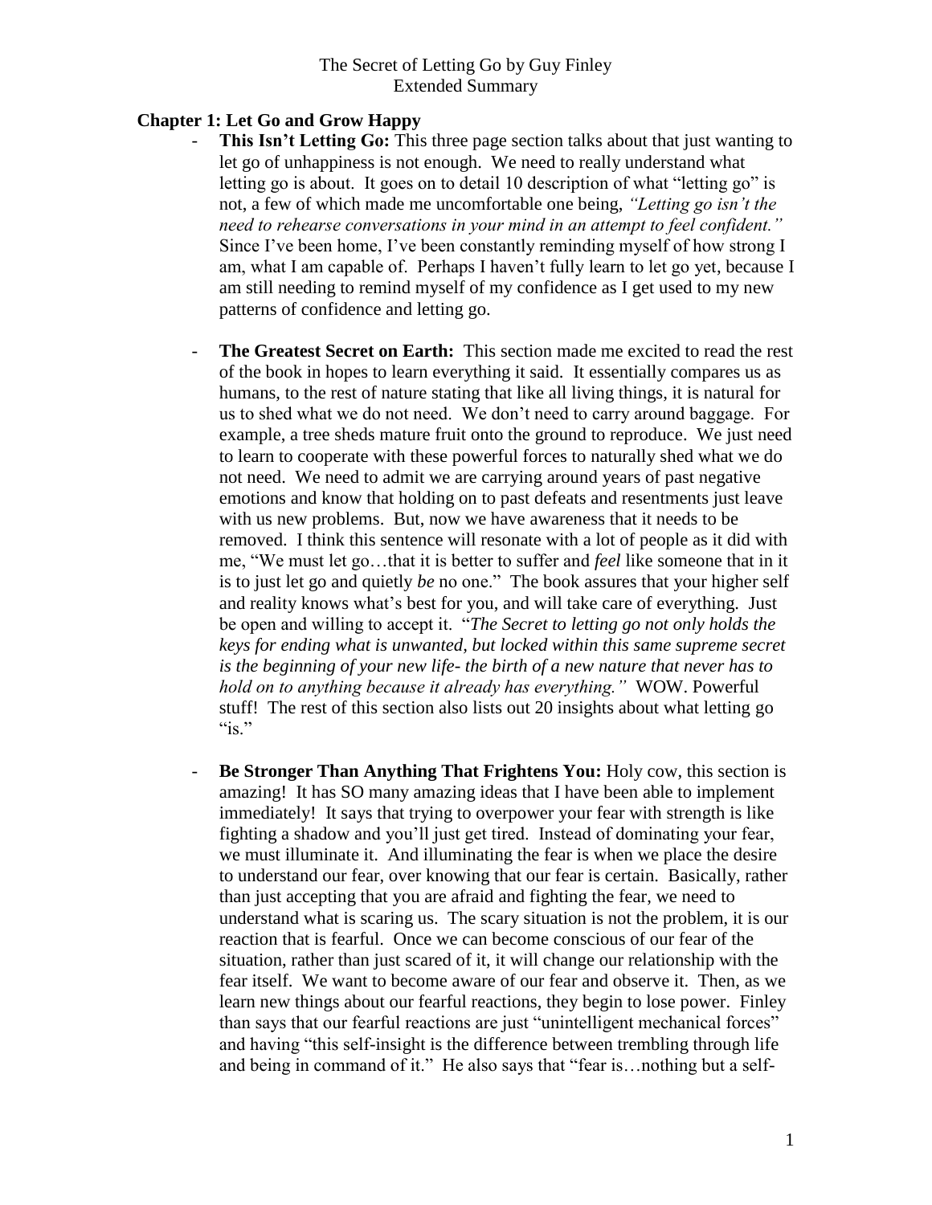# The Secret of Letting Go by Guy Finley
## Extended Summary

### Chapter 1: Let Go and Grow Happy

- **This Isn't Letting Go:** This three page section talks about that just wanting to let go of unhappiness is not enough. We need to really understand what letting go is about. It goes on to detail 10 description of what "letting go" is not, a few of which made me uncomfortable one being, *"Letting go isn't the need to rehearse conversations in your mind in an attempt to feel confident."* Since I've been home, I've been constantly reminding myself of how strong I am, what I am capable of. Perhaps I haven't fully learn to let go yet, because I am still needing to remind myself of my confidence as I get used to my new patterns of confidence and letting go.

- **The Greatest Secret on Earth:** This section made me excited to read the rest of the book in hopes to learn everything it said. It essentially compares us as humans, to the rest of nature stating that like all living things, it is natural for us to shed what we do not need. We don't need to carry around baggage. For example, a tree sheds mature fruit onto the ground to reproduce. We just need to learn to cooperate with these powerful forces to naturally shed what we do not need. We need to admit we are carrying around years of past negative emotions and know that holding on to past defeats and resentments just leave with us new problems. But, now we have awareness that it needs to be removed. I think this sentence will resonate with a lot of people as it did with me, "We must let go…that it is better to suffer and *feel* like someone that in it is to just let go and quietly *be* no one." The book assures that your higher self and reality knows what's best for you, and will take care of everything. Just be open and willing to accept it. "*The Secret to letting go not only holds the keys for ending what is unwanted, but locked within this same supreme secret is the beginning of your new life- the birth of a new nature that never has to hold on to anything because it already has everything."* WOW. Powerful stuff! The rest of this section also lists out 20 insights about what letting go "is."

- **Be Stronger Than Anything That Frightens You:** Holy cow, this section is amazing! It has SO many amazing ideas that I have been able to implement immediately! It says that trying to overpower your fear with strength is like fighting a shadow and you'll just get tired. Instead of dominating your fear, we must illuminate it. And illuminating the fear is when we place the desire to understand our fear, over knowing that our fear is certain. Basically, rather than just accepting that you are afraid and fighting the fear, we need to understand what is scaring us. The scary situation is not the problem, it is our reaction that is fearful. Once we can become conscious of our fear of the situation, rather than just scared of it, it will change our relationship with the fear itself. We want to become aware of our fear and observe it. Then, as we learn new things about our fearful reactions, they begin to lose power. Finley than says that our fearful reactions are just "unintelligent mechanical forces" and having "this self-insight is the difference between trembling through life and being in command of it." He also says that "fear is…nothing but a self-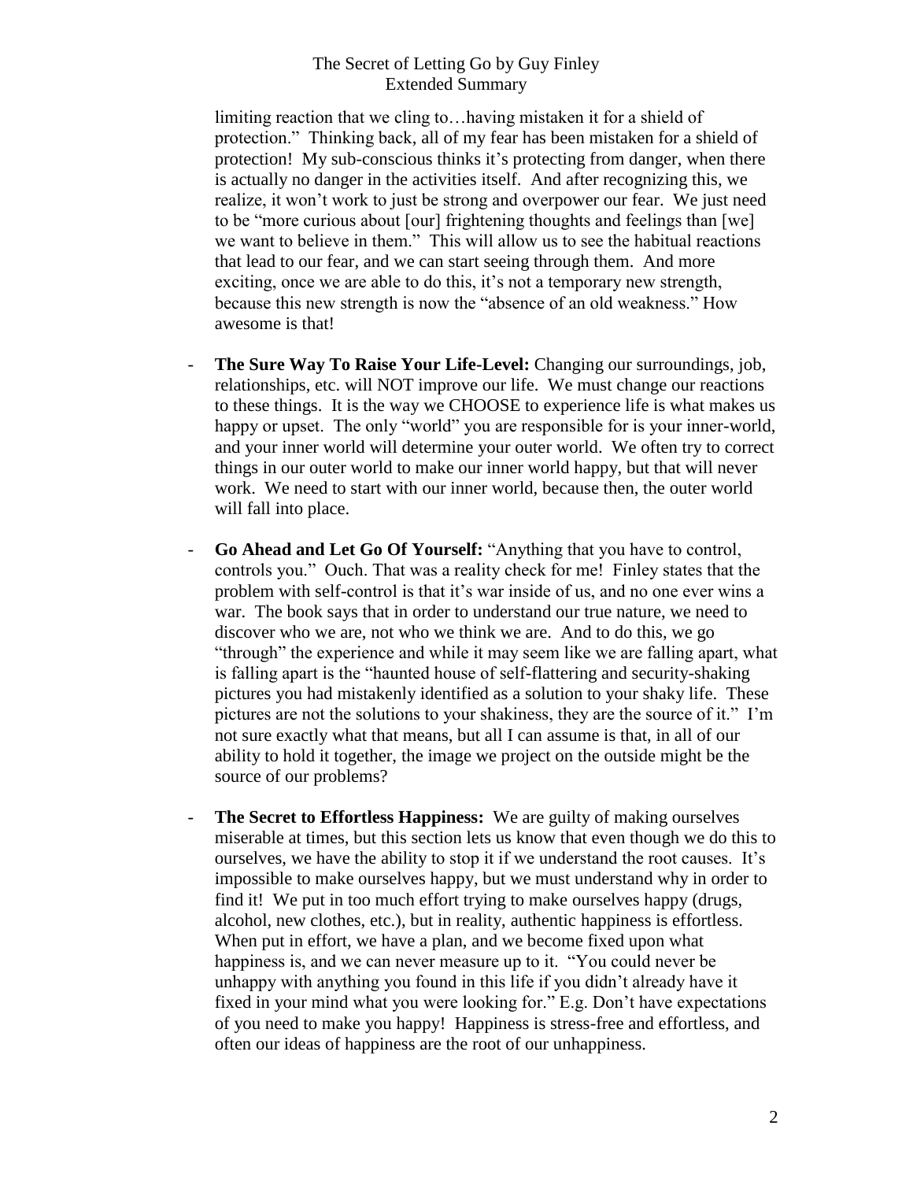limiting reaction that we cling to…having mistaken it for a shield of protection." Thinking back, all of my fear has been mistaken for a shield of protection! My sub-conscious thinks it's protecting from danger, when there is actually no danger in the activities itself. And after recognizing this, we realize, it won't work to just be strong and overpower our fear. We just need to be "more curious about [our] frightening thoughts and feelings than [we] we want to believe in them." This will allow us to see the habitual reactions that lead to our fear, and we can start seeing through them. And more exciting, once we are able to do this, it's not a temporary new strength, because this new strength is now the "absence of an old weakness." How awesome is that!

- **The Sure Way To Raise Your Life-Level:** Changing our surroundings, job, relationships, etc. will NOT improve our life. We must change our reactions to these things. It is the way we CHOOSE to experience life is what makes us happy or upset. The only "world" you are responsible for is your inner-world, and your inner world will determine your outer world. We often try to correct things in our outer world to make our inner world happy, but that will never work. We need to start with our inner world, because then, the outer world will fall into place.

- **Go Ahead and Let Go Of Yourself:** "Anything that you have to control, controls you." Ouch. That was a reality check for me! Finley states that the problem with self-control is that it's war inside of us, and no one ever wins a war. The book says that in order to understand our true nature, we need to discover who we are, not who we think we are. And to do this, we go "through" the experience and while it may seem like we are falling apart, what is falling apart is the "haunted house of self-flattering and security-shaking pictures you had mistakenly identified as a solution to your shaky life. These pictures are not the solutions to your shakiness, they are the source of it." I'm not sure exactly what that means, but all I can assume is that, in all of our ability to hold it together, the image we project on the outside might be the source of our problems?

- **The Secret to Effortless Happiness:** We are guilty of making ourselves miserable at times, but this section lets us know that even though we do this to ourselves, we have the ability to stop it if we understand the root causes. It's impossible to make ourselves happy, but we must understand why in order to find it! We put in too much effort trying to make ourselves happy (drugs, alcohol, new clothes, etc.), but in reality, authentic happiness is effortless. When put in effort, we have a plan, and we become fixed upon what happiness is, and we can never measure up to it. "You could never be unhappy with anything you found in this life if you didn't already have it fixed in your mind what you were looking for." E.g. Don't have expectations of you need to make you happy! Happiness is stress-free and effortless, and often our ideas of happiness are the root of our unhappiness.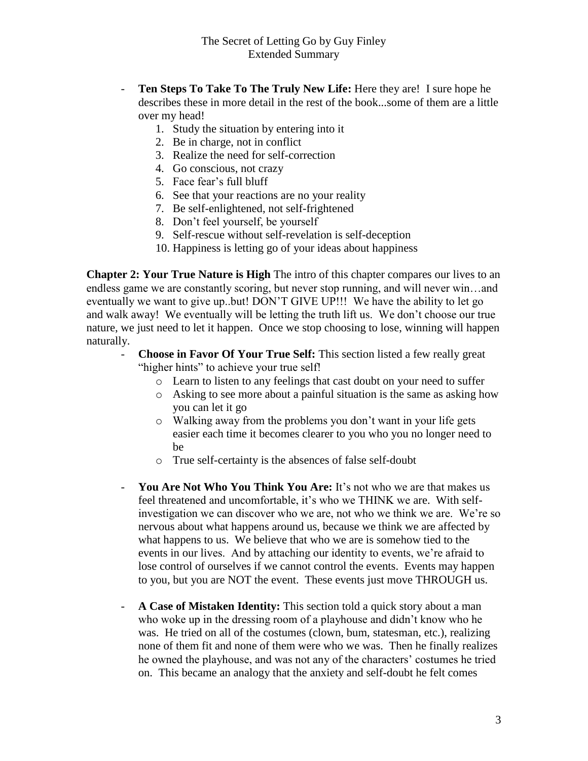- **Ten Steps To Take To The Truly New Life:** Here they are! I sure hope he describes these in more detail in the rest of the book...some of them are a little over my head!
    1. Study the situation by entering into it
    2. Be in charge, not in conflict
    3. Realize the need for self-correction
    4. Go conscious, not crazy
    5. Face fear's full bluff
    6. See that your reactions are no your reality
    7. Be self-enlightened, not self-frightened
    8. Don't feel yourself, be yourself
    9. Self-rescue without self-revelation is self-deception
    10. Happiness is letting go of your ideas about happiness

**Chapter 2: Your True Nature is High** The intro of this chapter compares our lives to an endless game we are constantly scoring, but never stop running, and will never win…and eventually we want to give up..but! DON'T GIVE UP!!! We have the ability to let go and walk away! We eventually will be letting the truth lift us. We don't choose our true nature, we just need to let it happen. Once we stop choosing to lose, winning will happen naturally.

- **Choose in Favor Of Your True Self:** This section listed a few really great "higher hints" to achieve your true self!
    - Learn to listen to any feelings that cast doubt on your need to suffer
    - Asking to see more about a painful situation is the same as asking how you can let it go
    - Walking away from the problems you don't want in your life gets easier each time it becomes clearer to you who you no longer need to be
    - True self-certainty is the absences of false self-doubt

- **You Are Not Who You Think You Are:** It's not who we are that makes us feel threatened and uncomfortable, it's who we THINK we are. With self-investigation we can discover who we are, not who we think we are. We're so nervous about what happens around us, because we think we are affected by what happens to us. We believe that who we are is somehow tied to the events in our lives. And by attaching our identity to events, we're afraid to lose control of ourselves if we cannot control the events. Events may happen to you, but you are NOT the event. These events just move THROUGH us.

- **A Case of Mistaken Identity:** This section told a quick story about a man who woke up in the dressing room of a playhouse and didn't know who he was. He tried on all of the costumes (clown, bum, statesman, etc.), realizing none of them fit and none of them were who we was. Then he finally realizes he owned the playhouse, and was not any of the characters' costumes he tried on. This became an analogy that the anxiety and self-doubt he felt comes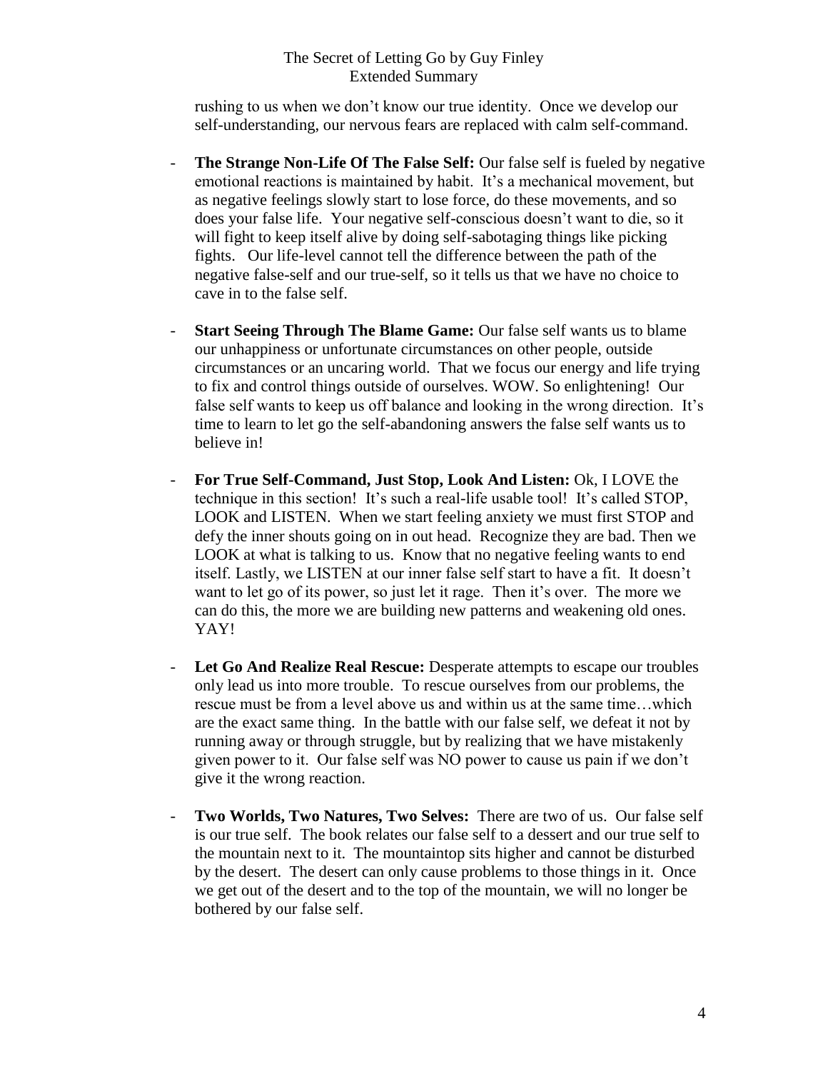rushing to us when we don't know our true identity. Once we develop our self-understanding, our nervous fears are replaced with calm self-command.

- **The Strange Non-Life Of The False Self:** Our false self is fueled by negative emotional reactions is maintained by habit. It's a mechanical movement, but as negative feelings slowly start to lose force, do these movements, and so does your false life. Your negative self-conscious doesn't want to die, so it will fight to keep itself alive by doing self-sabotaging things like picking fights. Our life-level cannot tell the difference between the path of the negative false-self and our true-self, so it tells us that we have no choice to cave in to the false self.

- **Start Seeing Through The Blame Game:** Our false self wants us to blame our unhappiness or unfortunate circumstances on other people, outside circumstances or an uncaring world. That we focus our energy and life trying to fix and control things outside of ourselves. WOW. So enlightening! Our false self wants to keep us off balance and looking in the wrong direction. It's time to learn to let go the self-abandoning answers the false self wants us to believe in!

- **For True Self-Command, Just Stop, Look And Listen:** Ok, I LOVE the technique in this section! It's such a real-life usable tool! It's called STOP, LOOK and LISTEN. When we start feeling anxiety we must first STOP and defy the inner shouts going on in out head. Recognize they are bad. Then we LOOK at what is talking to us. Know that no negative feeling wants to end itself. Lastly, we LISTEN at our inner false self start to have a fit. It doesn't want to let go of its power, so just let it rage. Then it's over. The more we can do this, the more we are building new patterns and weakening old ones. YAY!

- **Let Go And Realize Real Rescue:** Desperate attempts to escape our troubles only lead us into more trouble. To rescue ourselves from our problems, the rescue must be from a level above us and within us at the same time…which are the exact same thing. In the battle with our false self, we defeat it not by running away or through struggle, but by realizing that we have mistakenly given power to it. Our false self was NO power to cause us pain if we don't give it the wrong reaction.

- **Two Worlds, Two Natures, Two Selves:** There are two of us. Our false self is our true self. The book relates our false self to a dessert and our true self to the mountain next to it. The mountaintop sits higher and cannot be disturbed by the desert. The desert can only cause problems to those things in it. Once we get out of the desert and to the top of the mountain, we will no longer be bothered by our false self.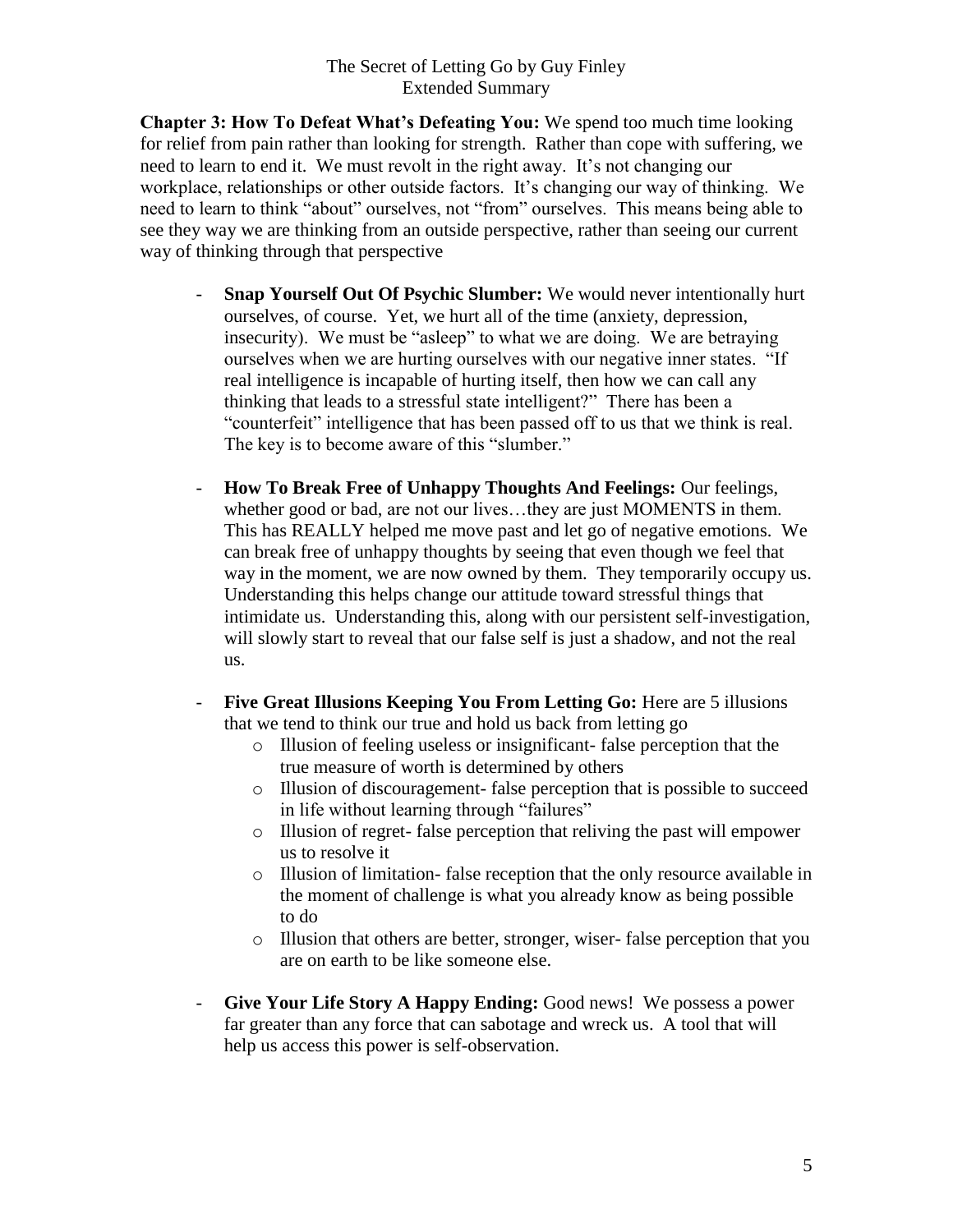**Chapter 3: How To Defeat What's Defeating You:** We spend too much time looking for relief from pain rather than looking for strength. Rather than cope with suffering, we need to learn to end it. We must revolt in the right away. It's not changing our workplace, relationships or other outside factors. It's changing our way of thinking. We need to learn to think "about" ourselves, not "from" ourselves. This means being able to see they way we are thinking from an outside perspective, rather than seeing our current way of thinking through that perspective

- **Snap Yourself Out Of Psychic Slumber:** We would never intentionally hurt ourselves, of course. Yet, we hurt all of the time (anxiety, depression, insecurity). We must be "asleep" to what we are doing. We are betraying ourselves when we are hurting ourselves with our negative inner states. "If real intelligence is incapable of hurting itself, then how we can call any thinking that leads to a stressful state intelligent?" There has been a "counterfeit" intelligence that has been passed off to us that we think is real. The key is to become aware of this "slumber."

- **How To Break Free of Unhappy Thoughts And Feelings:** Our feelings, whether good or bad, are not our lives…they are just MOMENTS in them. This has REALLY helped me move past and let go of negative emotions. We can break free of unhappy thoughts by seeing that even though we feel that way in the moment, we are now owned by them. They temporarily occupy us. Understanding this helps change our attitude toward stressful things that intimidate us. Understanding this, along with our persistent self-investigation, will slowly start to reveal that our false self is just a shadow, and not the real us.

- **Five Great Illusions Keeping You From Letting Go:** Here are 5 illusions that we tend to think our true and hold us back from letting go
  - Illusion of feeling useless or insignificant- false perception that the true measure of worth is determined by others
  - Illusion of discouragement- false perception that is possible to succeed in life without learning through "failures"
  - Illusion of regret- false perception that reliving the past will empower us to resolve it
  - Illusion of limitation- false reception that the only resource available in the moment of challenge is what you already know as being possible to do
  - Illusion that others are better, stronger, wiser- false perception that you are on earth to be like someone else.

- **Give Your Life Story A Happy Ending:** Good news! We possess a power far greater than any force that can sabotage and wreck us. A tool that will help us access this power is self-observation.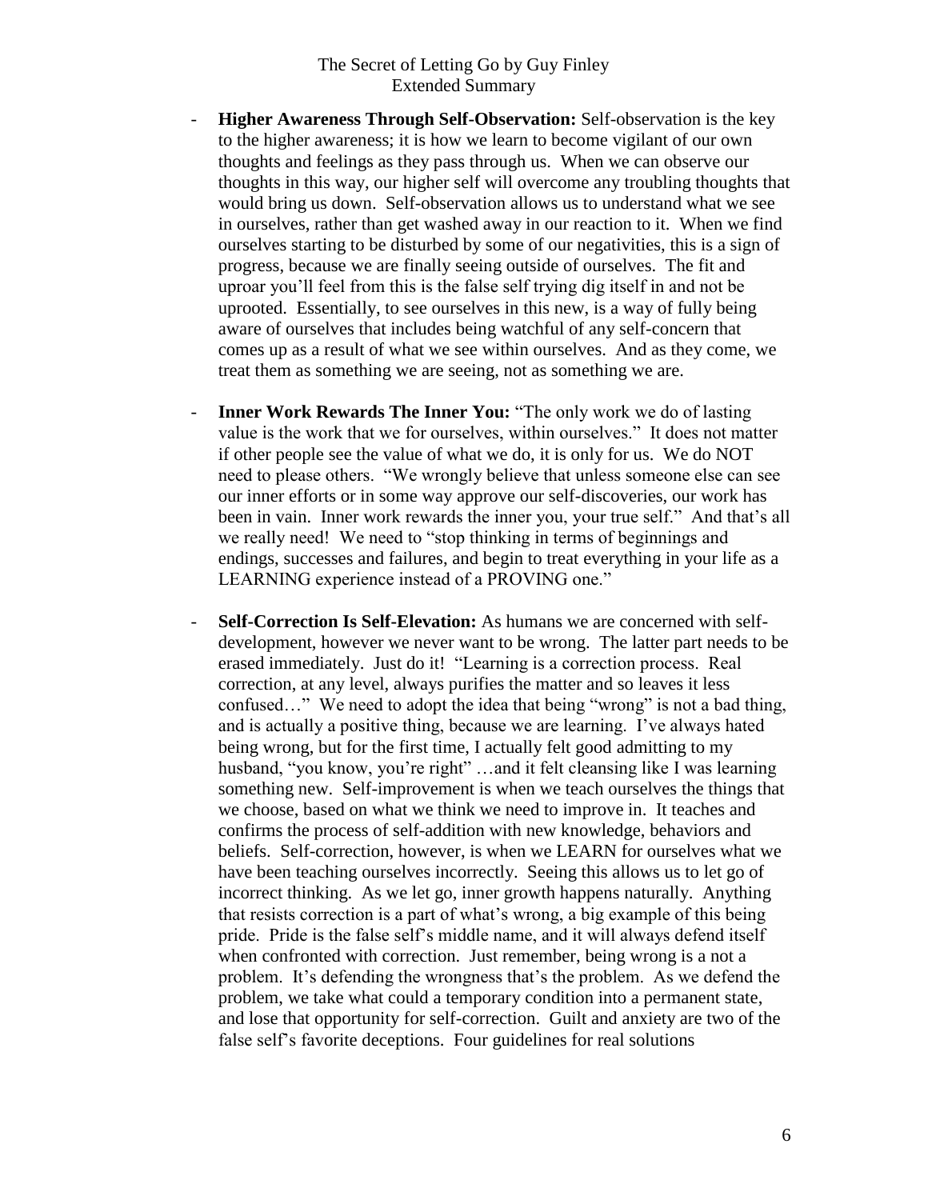- **Higher Awareness Through Self-Observation:** Self-observation is the key to the higher awareness; it is how we learn to become vigilant of our own thoughts and feelings as they pass through us. When we can observe our thoughts in this way, our higher self will overcome any troubling thoughts that would bring us down. Self-observation allows us to understand what we see in ourselves, rather than get washed away in our reaction to it. When we find ourselves starting to be disturbed by some of our negativities, this is a sign of progress, because we are finally seeing outside of ourselves. The fit and uproar you'll feel from this is the false self trying dig itself in and not be uprooted. Essentially, to see ourselves in this new, is a way of fully being aware of ourselves that includes being watchful of any self-concern that comes up as a result of what we see within ourselves. And as they come, we treat them as something we are seeing, not as something we are.

- **Inner Work Rewards The Inner You:** "The only work we do of lasting value is the work that we for ourselves, within ourselves." It does not matter if other people see the value of what we do, it is only for us. We do NOT need to please others. "We wrongly believe that unless someone else can see our inner efforts or in some way approve our self-discoveries, our work has been in vain. Inner work rewards the inner you, your true self." And that's all we really need! We need to "stop thinking in terms of beginnings and endings, successes and failures, and begin to treat everything in your life as a LEARNING experience instead of a PROVING one."

- **Self-Correction Is Self-Elevation:** As humans we are concerned with self-development, however we never want to be wrong. The latter part needs to be erased immediately. Just do it! "Learning is a correction process. Real correction, at any level, always purifies the matter and so leaves it less confused…" We need to adopt the idea that being "wrong" is not a bad thing, and is actually a positive thing, because we are learning. I've always hated being wrong, but for the first time, I actually felt good admitting to my husband, "you know, you're right" …and it felt cleansing like I was learning something new. Self-improvement is when we teach ourselves the things that we choose, based on what we think we need to improve in. It teaches and confirms the process of self-addition with new knowledge, behaviors and beliefs. Self-correction, however, is when we LEARN for ourselves what we have been teaching ourselves incorrectly. Seeing this allows us to let go of incorrect thinking. As we let go, inner growth happens naturally. Anything that resists correction is a part of what's wrong, a big example of this being pride. Pride is the false self's middle name, and it will always defend itself when confronted with correction. Just remember, being wrong is a not a problem. It's defending the wrongness that's the problem. As we defend the problem, we take what could a temporary condition into a permanent state, and lose that opportunity for self-correction. Guilt and anxiety are two of the false self's favorite deceptions. Four guidelines for real solutions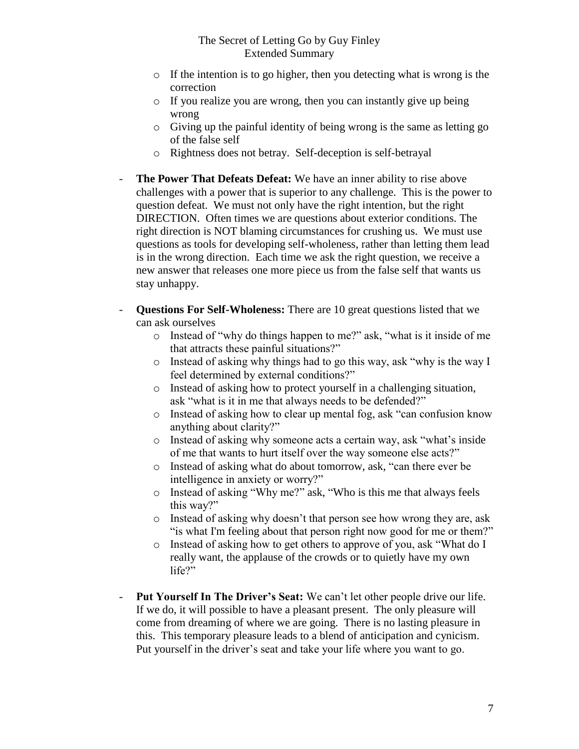- If the intention is to go higher, then you detecting what is wrong is the correction
  - If you realize you are wrong, then you can instantly give up being wrong
  - Giving up the painful identity of being wrong is the same as letting go of the false self
  - Rightness does not betray. Self-deception is self-betrayal

- **The Power That Defeats Defeat:** We have an inner ability to rise above challenges with a power that is superior to any challenge. This is the power to question defeat. We must not only have the right intention, but the right DIRECTION. Often times we are questions about exterior conditions. The right direction is NOT blaming circumstances for crushing us. We must use questions as tools for developing self-wholeness, rather than letting them lead is in the wrong direction. Each time we ask the right question, we receive a new answer that releases one more piece us from the false self that wants us stay unhappy.

- **Questions For Self-Wholeness:** There are 10 great questions listed that we can ask ourselves
  - Instead of "why do things happen to me?" ask, "what is it inside of me that attracts these painful situations?"
  - Instead of asking why things had to go this way, ask "why is the way I feel determined by external conditions?"
  - Instead of asking how to protect yourself in a challenging situation, ask "what is it in me that always needs to be defended?"
  - Instead of asking how to clear up mental fog, ask "can confusion know anything about clarity?"
  - Instead of asking why someone acts a certain way, ask "what's inside of me that wants to hurt itself over the way someone else acts?"
  - Instead of asking what do about tomorrow, ask, "can there ever be intelligence in anxiety or worry?"
  - Instead of asking "Why me?" ask, "Who is this me that always feels this way?"
  - Instead of asking why doesn't that person see how wrong they are, ask "is what I'm feeling about that person right now good for me or them?"
  - Instead of asking how to get others to approve of you, ask "What do I really want, the applause of the crowds or to quietly have my own life?"

- **Put Yourself In The Driver's Seat:** We can't let other people drive our life. If we do, it will possible to have a pleasant present. The only pleasure will come from dreaming of where we are going. There is no lasting pleasure in this. This temporary pleasure leads to a blend of anticipation and cynicism. Put yourself in the driver's seat and take your life where you want to go.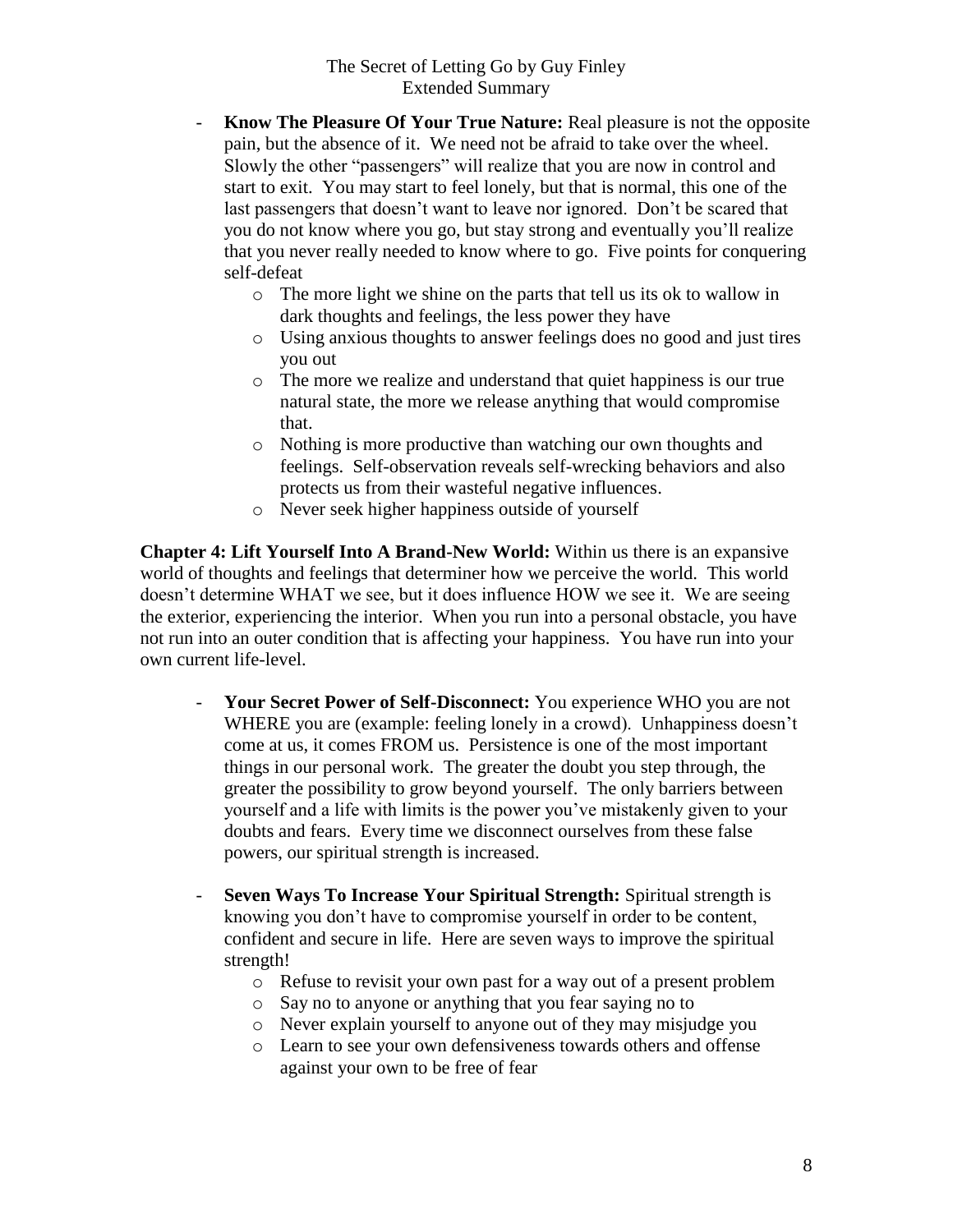- **Know The Pleasure Of Your True Nature:** Real pleasure is not the opposite pain, but the absence of it. We need not be afraid to take over the wheel. Slowly the other "passengers" will realize that you are now in control and start to exit. You may start to feel lonely, but that is normal, this one of the last passengers that doesn't want to leave nor ignored. Don't be scared that you do not know where you go, but stay strong and eventually you'll realize that you never really needed to know where to go. Five points for conquering self-defeat
    - The more light we shine on the parts that tell us its ok to wallow in dark thoughts and feelings, the less power they have
    - Using anxious thoughts to answer feelings does no good and just tires you out
    - The more we realize and understand that quiet happiness is our true natural state, the more we release anything that would compromise that.
    - Nothing is more productive than watching our own thoughts and feelings. Self-observation reveals self-wrecking behaviors and also protects us from their wasteful negative influences.
    - Never seek higher happiness outside of yourself

**Chapter 4: Lift Yourself Into A Brand-New World:** Within us there is an expansive world of thoughts and feelings that determiner how we perceive the world. This world doesn't determine WHAT we see, but it does influence HOW we see it. We are seeing the exterior, experiencing the interior. When you run into a personal obstacle, you have not run into an outer condition that is affecting your happiness. You have run into your own current life-level.

- **Your Secret Power of Self-Disconnect:** You experience WHO you are not WHERE you are (example: feeling lonely in a crowd). Unhappiness doesn't come at us, it comes FROM us. Persistence is one of the most important things in our personal work. The greater the doubt you step through, the greater the possibility to grow beyond yourself. The only barriers between yourself and a life with limits is the power you've mistakenly given to your doubts and fears. Every time we disconnect ourselves from these false powers, our spiritual strength is increased.

- **Seven Ways To Increase Your Spiritual Strength:** Spiritual strength is knowing you don't have to compromise yourself in order to be content, confident and secure in life. Here are seven ways to improve the spiritual strength!
    - Refuse to revisit your own past for a way out of a present problem
    - Say no to anyone or anything that you fear saying no to
    - Never explain yourself to anyone out of they may misjudge you
    - Learn to see your own defensiveness towards others and offense against your own to be free of fear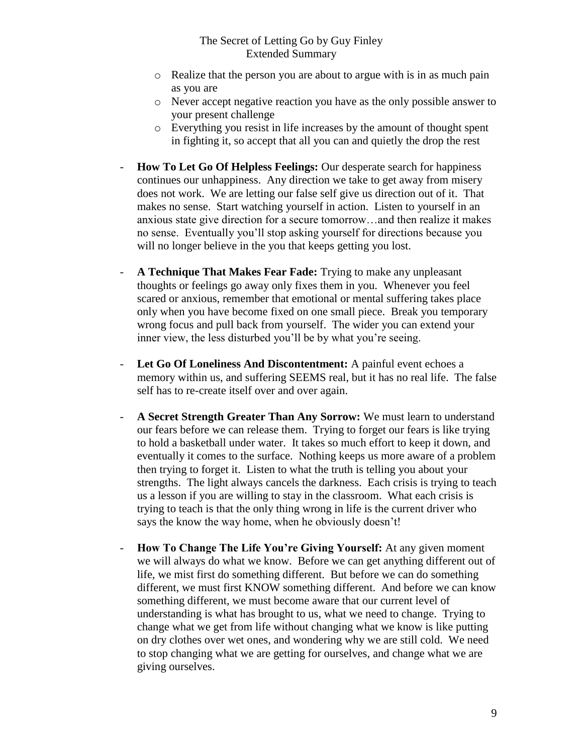- Realize that the person you are about to argue with is in as much pain as you are
  - Never accept negative reaction you have as the only possible answer to your present challenge
  - Everything you resist in life increases by the amount of thought spent in fighting it, so accept that all you can and quietly the drop the rest

- **How To Let Go Of Helpless Feelings:** Our desperate search for happiness continues our unhappiness. Any direction we take to get away from misery does not work. We are letting our false self give us direction out of it. That makes no sense. Start watching yourself in action. Listen to yourself in an anxious state give direction for a secure tomorrow…and then realize it makes no sense. Eventually you'll stop asking yourself for directions because you will no longer believe in the you that keeps getting you lost.

- **A Technique That Makes Fear Fade:** Trying to make any unpleasant thoughts or feelings go away only fixes them in you. Whenever you feel scared or anxious, remember that emotional or mental suffering takes place only when you have become fixed on one small piece. Break you temporary wrong focus and pull back from yourself. The wider you can extend your inner view, the less disturbed you'll be by what you're seeing.

- **Let Go Of Loneliness And Discontentment:** A painful event echoes a memory within us, and suffering SEEMS real, but it has no real life. The false self has to re-create itself over and over again.

- **A Secret Strength Greater Than Any Sorrow:** We must learn to understand our fears before we can release them. Trying to forget our fears is like trying to hold a basketball under water. It takes so much effort to keep it down, and eventually it comes to the surface. Nothing keeps us more aware of a problem then trying to forget it. Listen to what the truth is telling you about your strengths. The light always cancels the darkness. Each crisis is trying to teach us a lesson if you are willing to stay in the classroom. What each crisis is trying to teach is that the only thing wrong in life is the current driver who says the know the way home, when he obviously doesn't!

- **How To Change The Life You're Giving Yourself:** At any given moment we will always do what we know. Before we can get anything different out of life, we mist first do something different. But before we can do something different, we must first KNOW something different. And before we can know something different, we must become aware that our current level of understanding is what has brought to us, what we need to change. Trying to change what we get from life without changing what we know is like putting on dry clothes over wet ones, and wondering why we are still cold. We need to stop changing what we are getting for ourselves, and change what we are giving ourselves.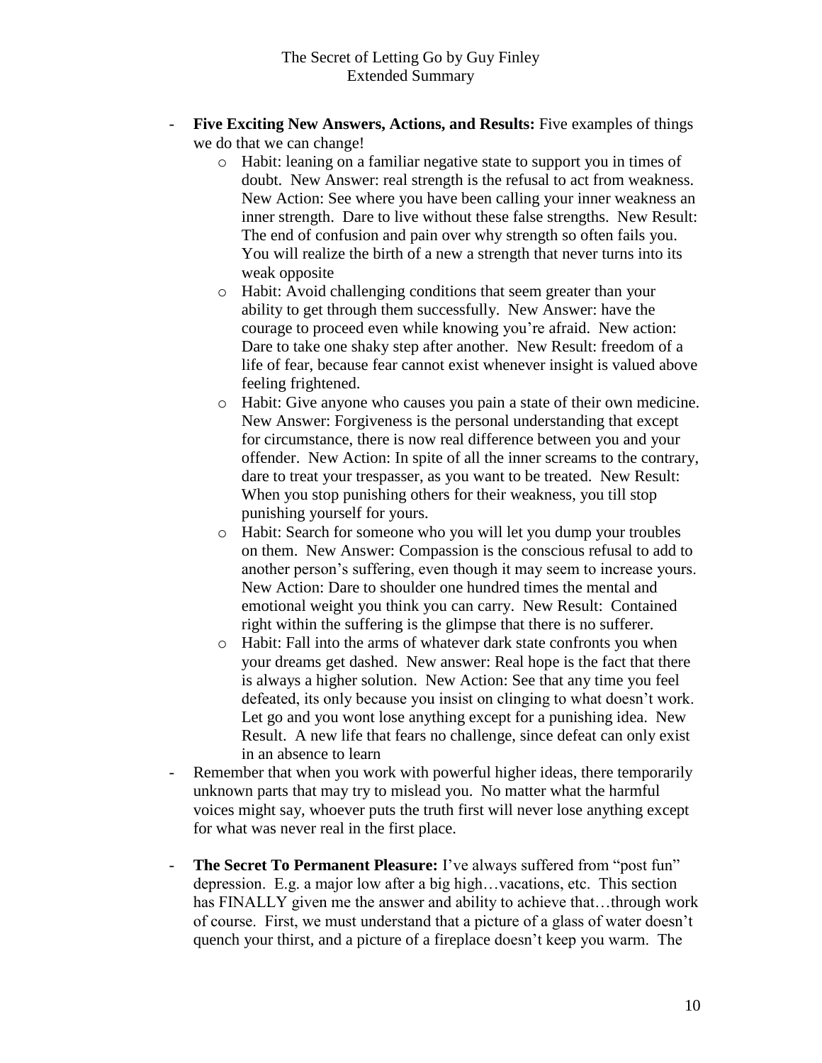- **Five Exciting New Answers, Actions, and Results:** Five examples of things we do that we can change!
  - Habit: leaning on a familiar negative state to support you in times of doubt. New Answer: real strength is the refusal to act from weakness. New Action: See where you have been calling your inner weakness an inner strength. Dare to live without these false strengths. New Result: The end of confusion and pain over why strength so often fails you. You will realize the birth of a new a strength that never turns into its weak opposite
  - Habit: Avoid challenging conditions that seem greater than your ability to get through them successfully. New Answer: have the courage to proceed even while knowing you're afraid. New action: Dare to take one shaky step after another. New Result: freedom of a life of fear, because fear cannot exist whenever insight is valued above feeling frightened.
  - Habit: Give anyone who causes you pain a state of their own medicine. New Answer: Forgiveness is the personal understanding that except for circumstance, there is now real difference between you and your offender. New Action: In spite of all the inner screams to the contrary, dare to treat your trespasser, as you want to be treated. New Result: When you stop punishing others for their weakness, you till stop punishing yourself for yours.
  - Habit: Search for someone who you will let you dump your troubles on them. New Answer: Compassion is the conscious refusal to add to another person's suffering, even though it may seem to increase yours. New Action: Dare to shoulder one hundred times the mental and emotional weight you think you can carry. New Result: Contained right within the suffering is the glimpse that there is no sufferer.
  - Habit: Fall into the arms of whatever dark state confronts you when your dreams get dashed. New answer: Real hope is the fact that there is always a higher solution. New Action: See that any time you feel defeated, its only because you insist on clinging to what doesn't work. Let go and you wont lose anything except for a punishing idea. New Result. A new life that fears no challenge, since defeat can only exist in an absence to learn
- Remember that when you work with powerful higher ideas, there temporarily unknown parts that may try to mislead you. No matter what the harmful voices might say, whoever puts the truth first will never lose anything except for what was never real in the first place.

- **The Secret To Permanent Pleasure:** I've always suffered from "post fun" depression. E.g. a major low after a big high…vacations, etc. This section has FINALLY given me the answer and ability to achieve that…through work of course. First, we must understand that a picture of a glass of water doesn't quench your thirst, and a picture of a fireplace doesn't keep you warm. The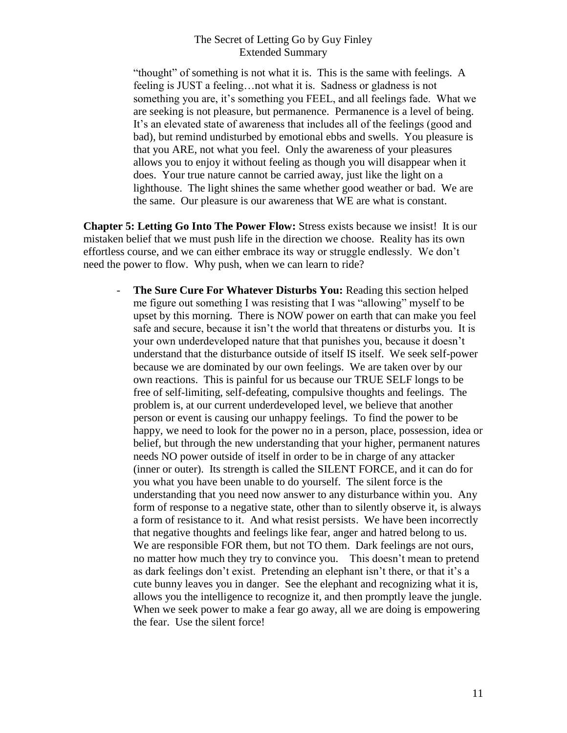"thought" of something is not what it is. This is the same with feelings. A feeling is JUST a feeling…not what it is. Sadness or gladness is not something you are, it's something you FEEL, and all feelings fade. What we are seeking is not pleasure, but permanence. Permanence is a level of being. It's an elevated state of awareness that includes all of the feelings (good and bad), but remind undisturbed by emotional ebbs and swells. You pleasure is that you ARE, not what you feel. Only the awareness of your pleasures allows you to enjoy it without feeling as though you will disappear when it does. Your true nature cannot be carried away, just like the light on a lighthouse. The light shines the same whether good weather or bad. We are the same. Our pleasure is our awareness that WE are what is constant.

**Chapter 5: Letting Go Into The Power Flow:** Stress exists because we insist! It is our mistaken belief that we must push life in the direction we choose. Reality has its own effortless course, and we can either embrace its way or struggle endlessly. We don't need the power to flow. Why push, when we can learn to ride?

- **The Sure Cure For Whatever Disturbs You:** Reading this section helped me figure out something I was resisting that I was "allowing" myself to be upset by this morning. There is NOW power on earth that can make you feel safe and secure, because it isn't the world that threatens or disturbs you. It is your own underdeveloped nature that that punishes you, because it doesn't understand that the disturbance outside of itself IS itself. We seek self-power because we are dominated by our own feelings. We are taken over by our own reactions. This is painful for us because our TRUE SELF longs to be free of self-limiting, self-defeating, compulsive thoughts and feelings. The problem is, at our current underdeveloped level, we believe that another person or event is causing our unhappy feelings. To find the power to be happy, we need to look for the power no in a person, place, possession, idea or belief, but through the new understanding that your higher, permanent natures needs NO power outside of itself in order to be in charge of any attacker (inner or outer). Its strength is called the SILENT FORCE, and it can do for you what you have been unable to do yourself. The silent force is the understanding that you need now answer to any disturbance within you. Any form of response to a negative state, other than to silently observe it, is always a form of resistance to it. And what resist persists. We have been incorrectly that negative thoughts and feelings like fear, anger and hatred belong to us. We are responsible FOR them, but not TO them. Dark feelings are not ours, no matter how much they try to convince you. This doesn't mean to pretend as dark feelings don't exist. Pretending an elephant isn't there, or that it's a cute bunny leaves you in danger. See the elephant and recognizing what it is, allows you the intelligence to recognize it, and then promptly leave the jungle. When we seek power to make a fear go away, all we are doing is empowering the fear. Use the silent force!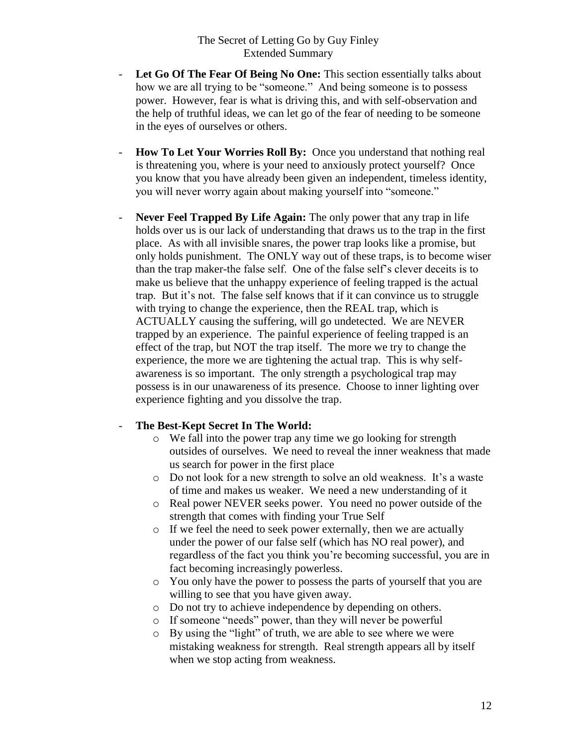- **Let Go Of The Fear Of Being No One:** This section essentially talks about how we are all trying to be "someone." And being someone is to possess power. However, fear is what is driving this, and with self-observation and the help of truthful ideas, we can let go of the fear of needing to be someone in the eyes of ourselves or others.

- **How To Let Your Worries Roll By:** Once you understand that nothing real is threatening you, where is your need to anxiously protect yourself? Once you know that you have already been given an independent, timeless identity, you will never worry again about making yourself into "someone."

- **Never Feel Trapped By Life Again:** The only power that any trap in life holds over us is our lack of understanding that draws us to the trap in the first place. As with all invisible snares, the power trap looks like a promise, but only holds punishment. The ONLY way out of these traps, is to become wiser than the trap maker-the false self. One of the false self's clever deceits is to make us believe that the unhappy experience of feeling trapped is the actual trap. But it's not. The false self knows that if it can convince us to struggle with trying to change the experience, then the REAL trap, which is ACTUALLY causing the suffering, will go undetected. We are NEVER trapped by an experience. The painful experience of feeling trapped is an effect of the trap, but NOT the trap itself. The more we try to change the experience, the more we are tightening the actual trap. This is why self-awareness is so important. The only strength a psychological trap may possess is in our unawareness of its presence. Choose to inner lighting over experience fighting and you dissolve the trap.

- **The Best-Kept Secret In The World:**
  - We fall into the power trap any time we go looking for strength outsides of ourselves. We need to reveal the inner weakness that made us search for power in the first place
  - Do not look for a new strength to solve an old weakness. It's a waste of time and makes us weaker. We need a new understanding of it
  - Real power NEVER seeks power. You need no power outside of the strength that comes with finding your True Self
  - If we feel the need to seek power externally, then we are actually under the power of our false self (which has NO real power), and regardless of the fact you think you're becoming successful, you are in fact becoming increasingly powerless.
  - You only have the power to possess the parts of yourself that you are willing to see that you have given away.
  - Do not try to achieve independence by depending on others.
  - If someone "needs" power, than they will never be powerful
  - By using the "light" of truth, we are able to see where we were mistaking weakness for strength. Real strength appears all by itself when we stop acting from weakness.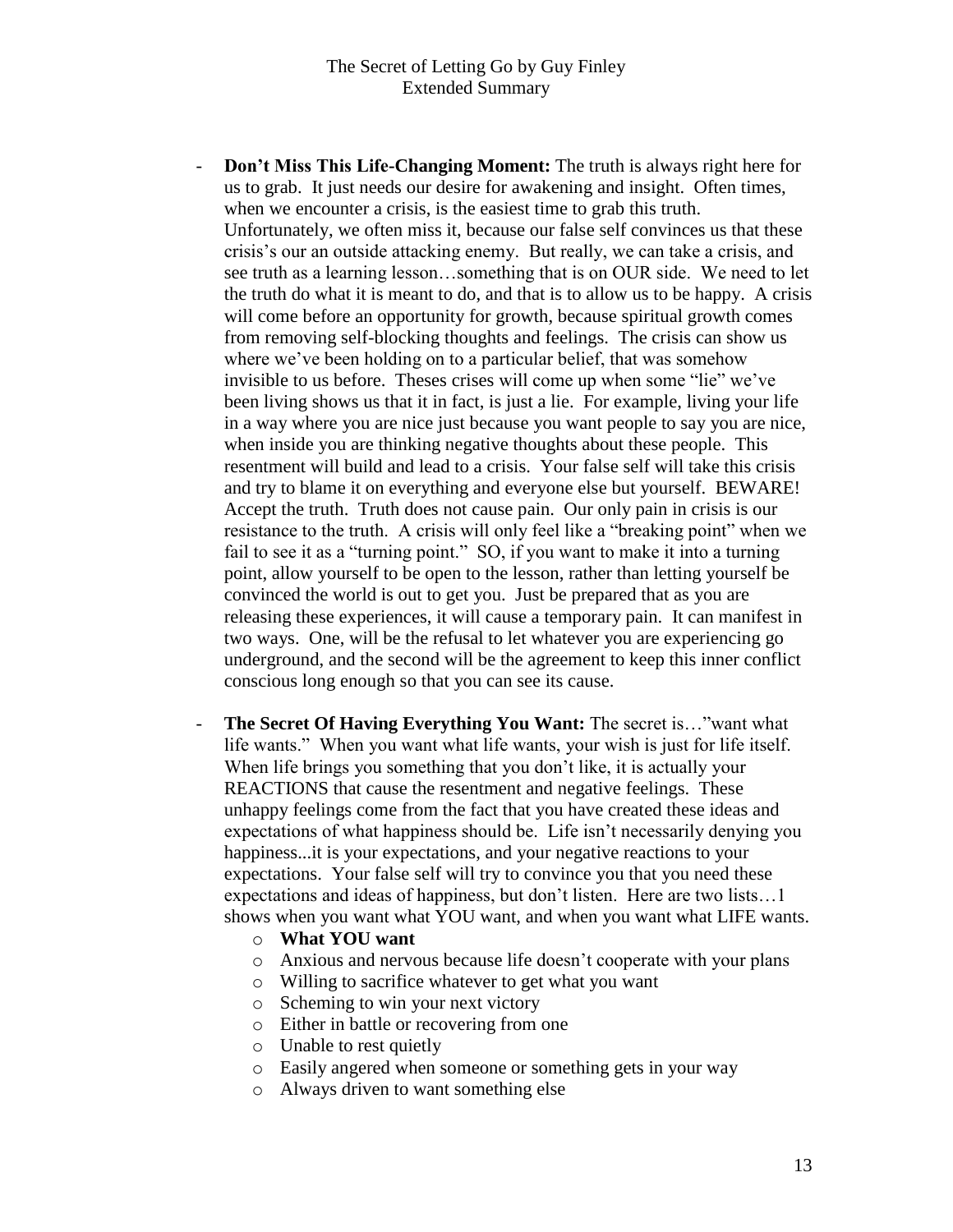- **Don't Miss This Life-Changing Moment:** The truth is always right here for us to grab. It just needs our desire for awakening and insight. Often times, when we encounter a crisis, is the easiest time to grab this truth. Unfortunately, we often miss it, because our false self convinces us that these crisis's our an outside attacking enemy. But really, we can take a crisis, and see truth as a learning lesson…something that is on OUR side. We need to let the truth do what it is meant to do, and that is to allow us to be happy. A crisis will come before an opportunity for growth, because spiritual growth comes from removing self-blocking thoughts and feelings. The crisis can show us where we've been holding on to a particular belief, that was somehow invisible to us before. Theses crises will come up when some "lie" we've been living shows us that it in fact, is just a lie. For example, living your life in a way where you are nice just because you want people to say you are nice, when inside you are thinking negative thoughts about these people. This resentment will build and lead to a crisis. Your false self will take this crisis and try to blame it on everything and everyone else but yourself. BEWARE! Accept the truth. Truth does not cause pain. Our only pain in crisis is our resistance to the truth. A crisis will only feel like a "breaking point" when we fail to see it as a "turning point." SO, if you want to make it into a turning point, allow yourself to be open to the lesson, rather than letting yourself be convinced the world is out to get you. Just be prepared that as you are releasing these experiences, it will cause a temporary pain. It can manifest in two ways. One, will be the refusal to let whatever you are experiencing go underground, and the second will be the agreement to keep this inner conflict conscious long enough so that you can see its cause.

- **The Secret Of Having Everything You Want:** The secret is…"want what life wants." When you want what life wants, your wish is just for life itself. When life brings you something that you don't like, it is actually your REACTIONS that cause the resentment and negative feelings. These unhappy feelings come from the fact that you have created these ideas and expectations of what happiness should be. Life isn't necessarily denying you happiness...it is your expectations, and your negative reactions to your expectations. Your false self will try to convince you that you need these expectations and ideas of happiness, but don't listen. Here are two lists…1 shows when you want what YOU want, and when you want what LIFE wants.
  - **What YOU want**
  - Anxious and nervous because life doesn't cooperate with your plans
  - Willing to sacrifice whatever to get what you want
  - Scheming to win your next victory
  - Either in battle or recovering from one
  - Unable to rest quietly
  - Easily angered when someone or something gets in your way
  - Always driven to want something else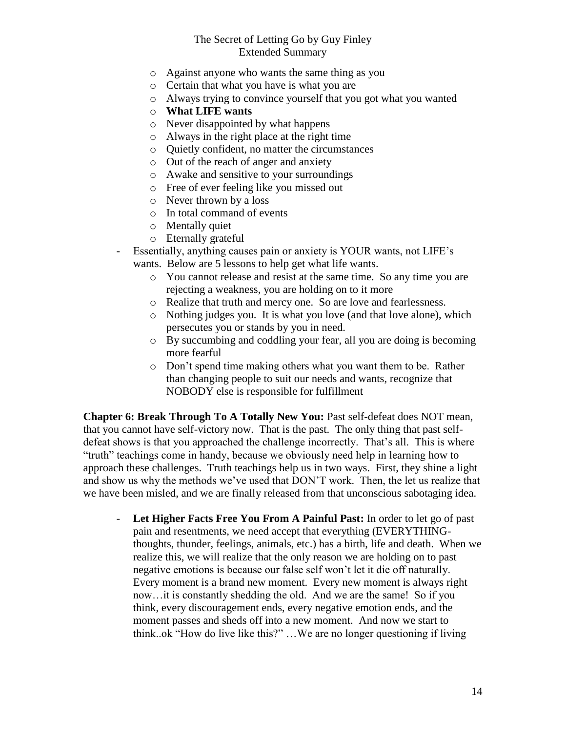- Against anyone who wants the same thing as you
  - Certain that what you have is what you are
  - Always trying to convince yourself that you got what you wanted
  - **What LIFE wants**
  - Never disappointed by what happens
  - Always in the right place at the right time
  - Quietly confident, no matter the circumstances
  - Out of the reach of anger and anxiety
  - Awake and sensitive to your surroundings
  - Free of ever feeling like you missed out
  - Never thrown by a loss
  - In total command of events
  - Mentally quiet
  - Eternally grateful
- Essentially, anything causes pain or anxiety is YOUR wants, not LIFE's wants. Below are 5 lessons to help get what life wants.
  - You cannot release and resist at the same time. So any time you are rejecting a weakness, you are holding on to it more
  - Realize that truth and mercy one. So are love and fearlessness.
  - Nothing judges you. It is what you love (and that love alone), which persecutes you or stands by you in need.
  - By succumbing and coddling your fear, all you are doing is becoming more fearful
  - Don't spend time making others what you want them to be. Rather than changing people to suit our needs and wants, recognize that NOBODY else is responsible for fulfillment

**Chapter 6: Break Through To A Totally New You:** Past self-defeat does NOT mean, that you cannot have self-victory now. That is the past. The only thing that past self-defeat shows is that you approached the challenge incorrectly. That's all. This is where "truth" teachings come in handy, because we obviously need help in learning how to approach these challenges. Truth teachings help us in two ways. First, they shine a light and show us why the methods we've used that DON'T work. Then, the let us realize that we have been misled, and we are finally released from that unconscious sabotaging idea.

- **Let Higher Facts Free You From A Painful Past:** In order to let go of past pain and resentments, we need accept that everything (EVERYTHING-thoughts, thunder, feelings, animals, etc.) has a birth, life and death. When we realize this, we will realize that the only reason we are holding on to past negative emotions is because our false self won't let it die off naturally. Every moment is a brand new moment. Every new moment is always right now…it is constantly shedding the old. And we are the same! So if you think, every discouragement ends, every negative emotion ends, and the moment passes and sheds off into a new moment. And now we start to think..ok "How do live like this?" …We are no longer questioning if living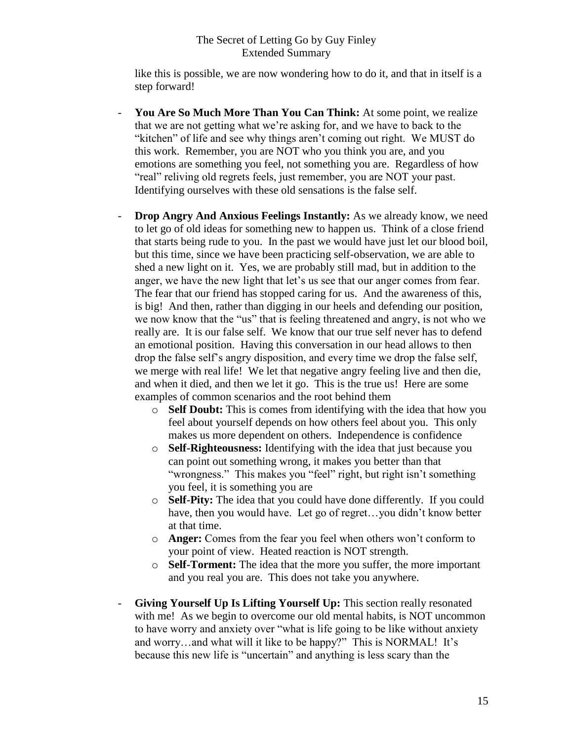like this is possible, we are now wondering how to do it, and that in itself is a step forward!

- **You Are So Much More Than You Can Think:** At some point, we realize that we are not getting what we're asking for, and we have to back to the "kitchen" of life and see why things aren't coming out right. We MUST do this work. Remember, you are NOT who you think you are, and you emotions are something you feel, not something you are. Regardless of how "real" reliving old regrets feels, just remember, you are NOT your past. Identifying ourselves with these old sensations is the false self.

- **Drop Angry And Anxious Feelings Instantly:** As we already know, we need to let go of old ideas for something new to happen us. Think of a close friend that starts being rude to you. In the past we would have just let our blood boil, but this time, since we have been practicing self-observation, we are able to shed a new light on it. Yes, we are probably still mad, but in addition to the anger, we have the new light that let's us see that our anger comes from fear. The fear that our friend has stopped caring for us. And the awareness of this, is big! And then, rather than digging in our heels and defending our position, we now know that the "us" that is feeling threatened and angry, is not who we really are. It is our false self. We know that our true self never has to defend an emotional position. Having this conversation in our head allows to then drop the false self's angry disposition, and every time we drop the false self, we merge with real life! We let that negative angry feeling live and then die, and when it died, and then we let it go. This is the true us! Here are some examples of common scenarios and the root behind them
    - **Self Doubt:** This is comes from identifying with the idea that how you feel about yourself depends on how others feel about you. This only makes us more dependent on others. Independence is confidence
    - **Self-Righteousness:** Identifying with the idea that just because you can point out something wrong, it makes you better than that "wrongness." This makes you "feel" right, but right isn't something you feel, it is something you are
    - **Self-Pity:** The idea that you could have done differently. If you could have, then you would have. Let go of regret…you didn't know better at that time.
    - **Anger:** Comes from the fear you feel when others won't conform to your point of view. Heated reaction is NOT strength.
    - **Self-Torment:** The idea that the more you suffer, the more important and you real you are. This does not take you anywhere.

- **Giving Yourself Up Is Lifting Yourself Up:** This section really resonated with me! As we begin to overcome our old mental habits, is NOT uncommon to have worry and anxiety over "what is life going to be like without anxiety and worry…and what will it like to be happy?" This is NORMAL! It's because this new life is "uncertain" and anything is less scary than the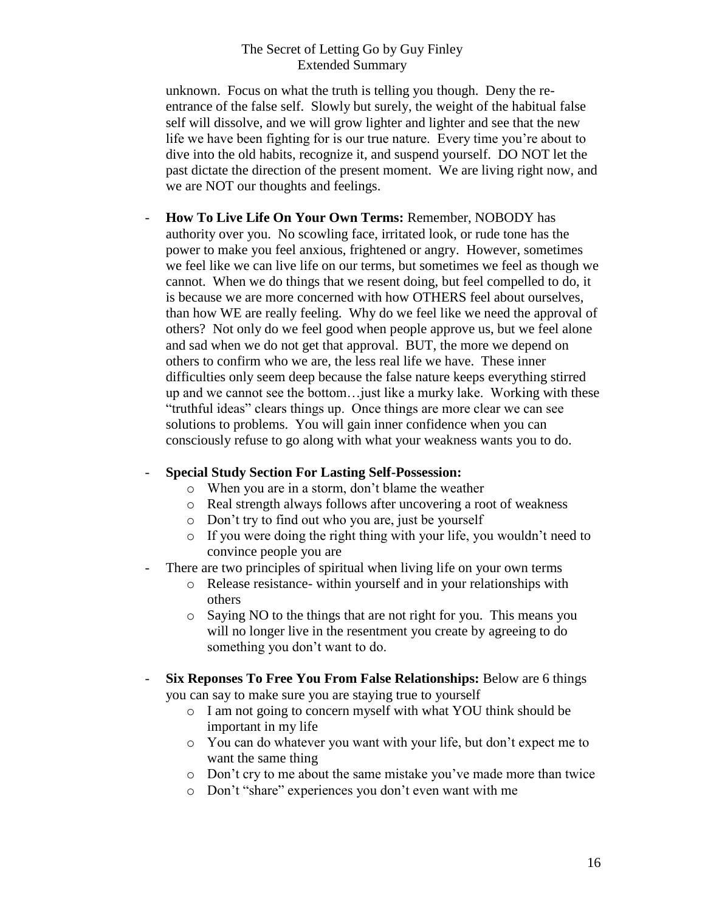unknown. Focus on what the truth is telling you though. Deny the re-entrance of the false self. Slowly but surely, the weight of the habitual false self will dissolve, and we will grow lighter and lighter and see that the new life we have been fighting for is our true nature. Every time you're about to dive into the old habits, recognize it, and suspend yourself. DO NOT let the past dictate the direction of the present moment. We are living right now, and we are NOT our thoughts and feelings.

- **How To Live Life On Your Own Terms:** Remember, NOBODY has authority over you. No scowling face, irritated look, or rude tone has the power to make you feel anxious, frightened or angry. However, sometimes we feel like we can live life on our terms, but sometimes we feel as though we cannot. When we do things that we resent doing, but feel compelled to do, it is because we are more concerned with how OTHERS feel about ourselves, than how WE are really feeling. Why do we feel like we need the approval of others? Not only do we feel good when people approve us, but we feel alone and sad when we do not get that approval. BUT, the more we depend on others to confirm who we are, the less real life we have. These inner difficulties only seem deep because the false nature keeps everything stirred up and we cannot see the bottom…just like a murky lake. Working with these "truthful ideas" clears things up. Once things are more clear we can see solutions to problems. You will gain inner confidence when you can consciously refuse to go along with what your weakness wants you to do.

- **Special Study Section For Lasting Self-Possession:**
  - When you are in a storm, don't blame the weather
  - Real strength always follows after uncovering a root of weakness
  - Don't try to find out who you are, just be yourself
  - If you were doing the right thing with your life, you wouldn't need to convince people you are
- There are two principles of spiritual when living life on your own terms
  - Release resistance- within yourself and in your relationships with others
  - Saying NO to the things that are not right for you. This means you will no longer live in the resentment you create by agreeing to do something you don't want to do.

- **Six Reponses To Free You From False Relationships:** Below are 6 things you can say to make sure you are staying true to yourself
  - I am not going to concern myself with what YOU think should be important in my life
  - You can do whatever you want with your life, but don't expect me to want the same thing
  - Don't cry to me about the same mistake you've made more than twice
  - Don't "share" experiences you don't even want with me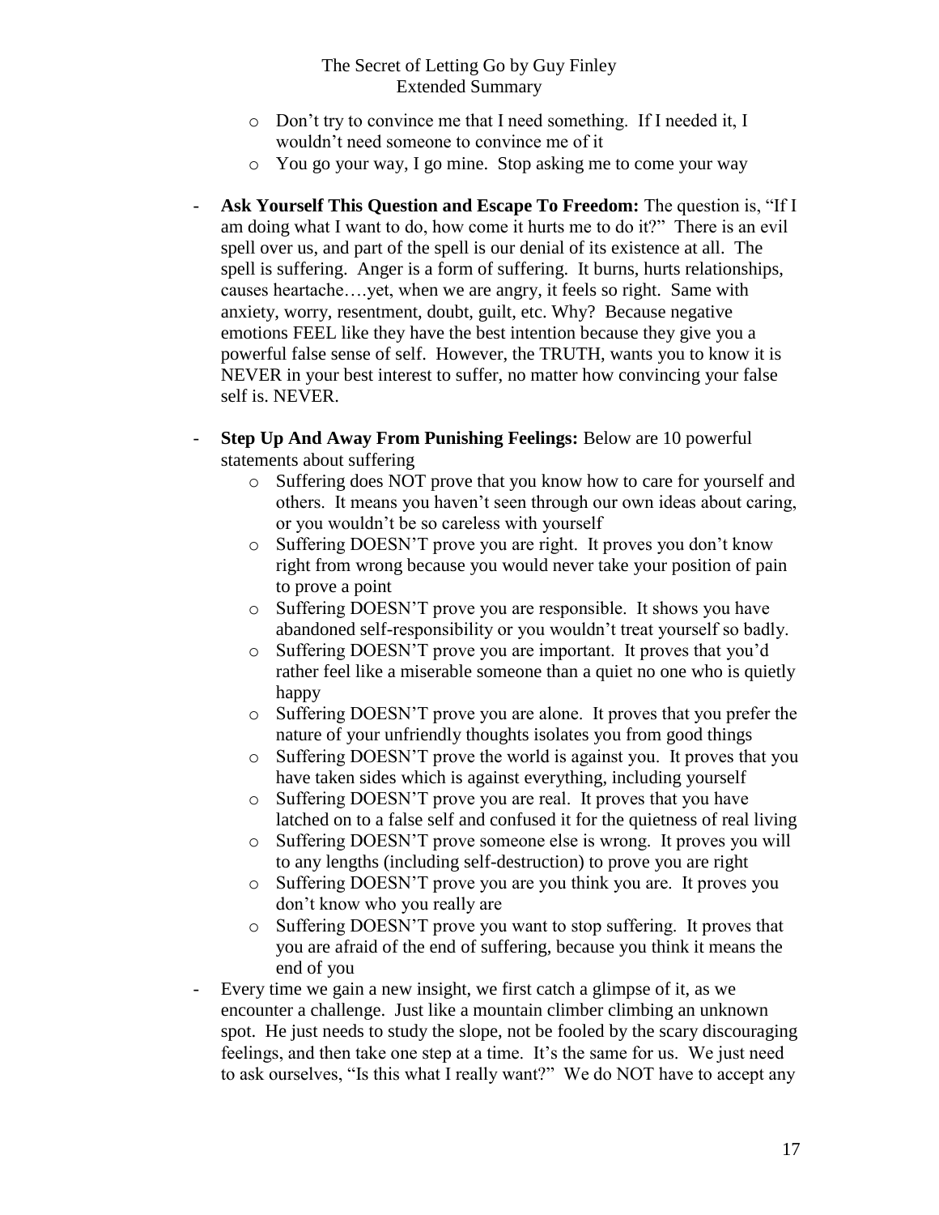- Don't try to convince me that I need something. If I needed it, I wouldn't need someone to convince me of it
  - You go your way, I go mine. Stop asking me to come your way

- **Ask Yourself This Question and Escape To Freedom:** The question is, "If I am doing what I want to do, how come it hurts me to do it?" There is an evil spell over us, and part of the spell is our denial of its existence at all. The spell is suffering. Anger is a form of suffering. It burns, hurts relationships, causes heartache….yet, when we are angry, it feels so right. Same with anxiety, worry, resentment, doubt, guilt, etc. Why? Because negative emotions FEEL like they have the best intention because they give you a powerful false sense of self. However, the TRUTH, wants you to know it is NEVER in your best interest to suffer, no matter how convincing your false self is. NEVER.

- **Step Up And Away From Punishing Feelings:** Below are 10 powerful statements about suffering
  - Suffering does NOT prove that you know how to care for yourself and others. It means you haven't seen through our own ideas about caring, or you wouldn't be so careless with yourself
  - Suffering DOESN'T prove you are right. It proves you don't know right from wrong because you would never take your position of pain to prove a point
  - Suffering DOESN'T prove you are responsible. It shows you have abandoned self-responsibility or you wouldn't treat yourself so badly.
  - Suffering DOESN'T prove you are important. It proves that you'd rather feel like a miserable someone than a quiet no one who is quietly happy
  - Suffering DOESN'T prove you are alone. It proves that you prefer the nature of your unfriendly thoughts isolates you from good things
  - Suffering DOESN'T prove the world is against you. It proves that you have taken sides which is against everything, including yourself
  - Suffering DOESN'T prove you are real. It proves that you have latched on to a false self and confused it for the quietness of real living
  - Suffering DOESN'T prove someone else is wrong. It proves you will to any lengths (including self-destruction) to prove you are right
  - Suffering DOESN'T prove you are you think you are. It proves you don't know who you really are
  - Suffering DOESN'T prove you want to stop suffering. It proves that you are afraid of the end of suffering, because you think it means the end of you
- Every time we gain a new insight, we first catch a glimpse of it, as we encounter a challenge. Just like a mountain climber climbing an unknown spot. He just needs to study the slope, not be fooled by the scary discouraging feelings, and then take one step at a time. It's the same for us. We just need to ask ourselves, "Is this what I really want?" We do NOT have to accept any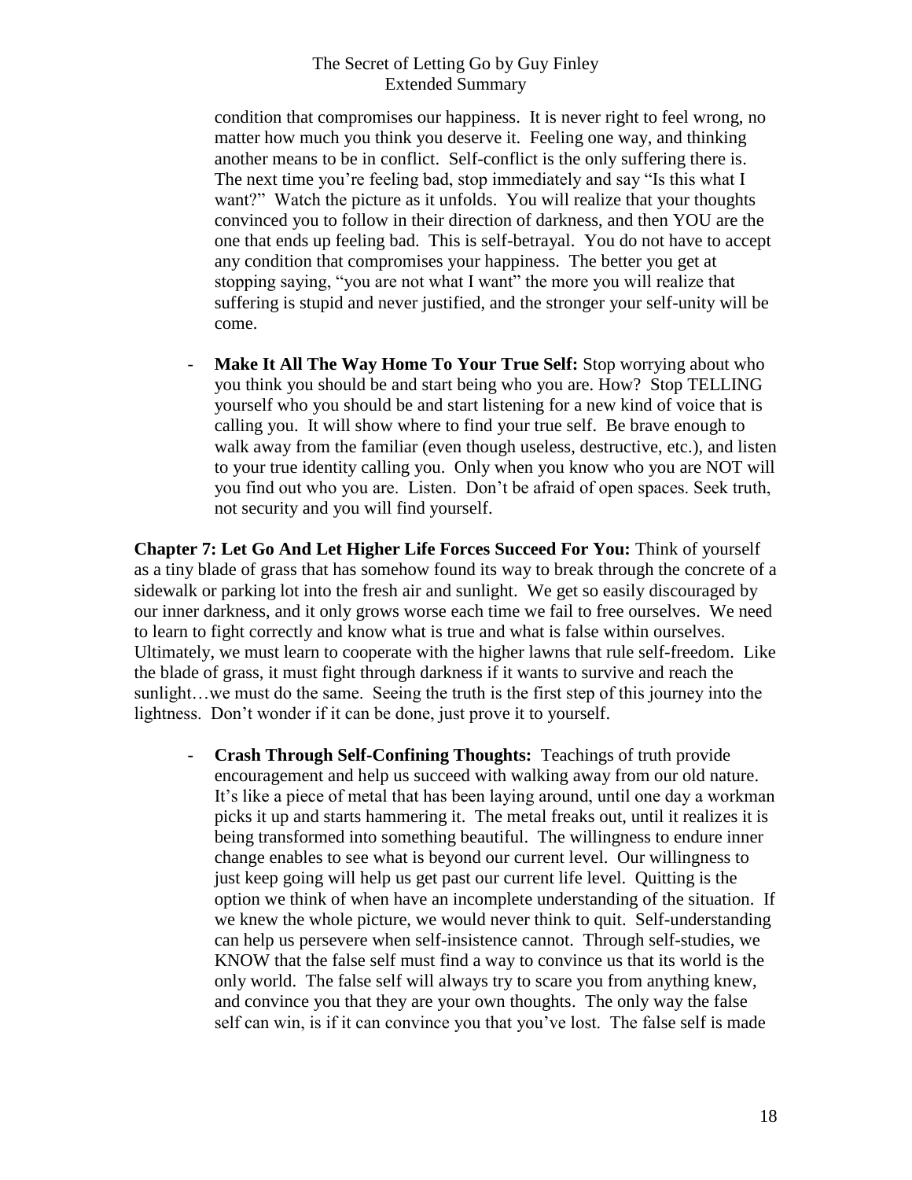condition that compromises our happiness. It is never right to feel wrong, no matter how much you think you deserve it. Feeling one way, and thinking another means to be in conflict. Self-conflict is the only suffering there is. The next time you're feeling bad, stop immediately and say "Is this what I want?" Watch the picture as it unfolds. You will realize that your thoughts convinced you to follow in their direction of darkness, and then YOU are the one that ends up feeling bad. This is self-betrayal. You do not have to accept any condition that compromises your happiness. The better you get at stopping saying, "you are not what I want" the more you will realize that suffering is stupid and never justified, and the stronger your self-unity will be come.

- **Make It All The Way Home To Your True Self:** Stop worrying about who you think you should be and start being who you are. How? Stop TELLING yourself who you should be and start listening for a new kind of voice that is calling you. It will show where to find your true self. Be brave enough to walk away from the familiar (even though useless, destructive, etc.), and listen to your true identity calling you. Only when you know who you are NOT will you find out who you are. Listen. Don't be afraid of open spaces. Seek truth, not security and you will find yourself.

**Chapter 7: Let Go And Let Higher Life Forces Succeed For You:** Think of yourself as a tiny blade of grass that has somehow found its way to break through the concrete of a sidewalk or parking lot into the fresh air and sunlight. We get so easily discouraged by our inner darkness, and it only grows worse each time we fail to free ourselves. We need to learn to fight correctly and know what is true and what is false within ourselves. Ultimately, we must learn to cooperate with the higher lawns that rule self-freedom. Like the blade of grass, it must fight through darkness if it wants to survive and reach the sunlight…we must do the same. Seeing the truth is the first step of this journey into the lightness. Don't wonder if it can be done, just prove it to yourself.

- **Crash Through Self-Confining Thoughts:** Teachings of truth provide encouragement and help us succeed with walking away from our old nature. It's like a piece of metal that has been laying around, until one day a workman picks it up and starts hammering it. The metal freaks out, until it realizes it is being transformed into something beautiful. The willingness to endure inner change enables to see what is beyond our current level. Our willingness to just keep going will help us get past our current life level. Quitting is the option we think of when have an incomplete understanding of the situation. If we knew the whole picture, we would never think to quit. Self-understanding can help us persevere when self-insistence cannot. Through self-studies, we KNOW that the false self must find a way to convince us that its world is the only world. The false self will always try to scare you from anything knew, and convince you that they are your own thoughts. The only way the false self can win, is if it can convince you that you've lost. The false self is made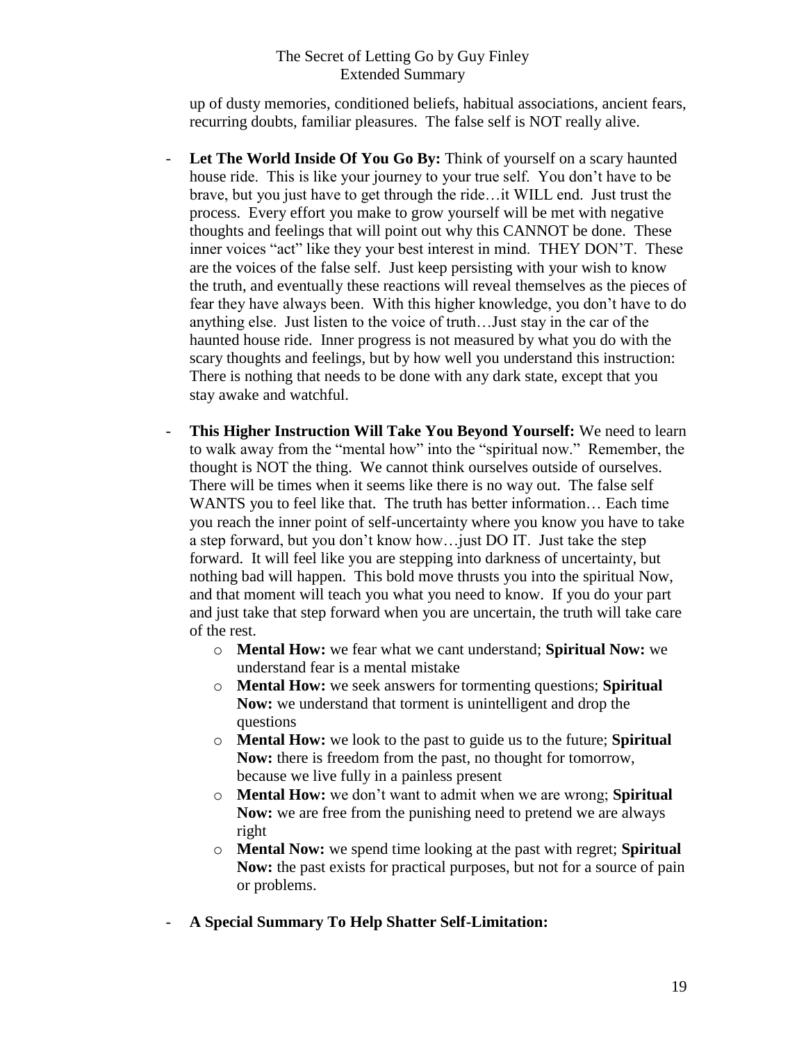up of dusty memories, conditioned beliefs, habitual associations, ancient fears, recurring doubts, familiar pleasures. The false self is NOT really alive.

- **Let The World Inside Of You Go By:** Think of yourself on a scary haunted house ride. This is like your journey to your true self. You don't have to be brave, but you just have to get through the ride…it WILL end. Just trust the process. Every effort you make to grow yourself will be met with negative thoughts and feelings that will point out why this CANNOT be done. These inner voices "act" like they your best interest in mind. THEY DON'T. These are the voices of the false self. Just keep persisting with your wish to know the truth, and eventually these reactions will reveal themselves as the pieces of fear they have always been. With this higher knowledge, you don't have to do anything else. Just listen to the voice of truth…Just stay in the car of the haunted house ride. Inner progress is not measured by what you do with the scary thoughts and feelings, but by how well you understand this instruction: There is nothing that needs to be done with any dark state, except that you stay awake and watchful.
- **This Higher Instruction Will Take You Beyond Yourself:** We need to learn to walk away from the "mental how" into the "spiritual now." Remember, the thought is NOT the thing. We cannot think ourselves outside of ourselves. There will be times when it seems like there is no way out. The false self WANTS you to feel like that. The truth has better information… Each time you reach the inner point of self-uncertainty where you know you have to take a step forward, but you don't know how…just DO IT. Just take the step forward. It will feel like you are stepping into darkness of uncertainty, but nothing bad will happen. This bold move thrusts you into the spiritual Now, and that moment will teach you what you need to know. If you do your part and just take that step forward when you are uncertain, the truth will take care of the rest.
  - **Mental How:** we fear what we cant understand; **Spiritual Now:** we understand fear is a mental mistake
  - **Mental How:** we seek answers for tormenting questions; **Spiritual Now:** we understand that torment is unintelligent and drop the questions
  - **Mental How:** we look to the past to guide us to the future; **Spiritual Now:** there is freedom from the past, no thought for tomorrow, because we live fully in a painless present
  - **Mental How:** we don't want to admit when we are wrong; **Spiritual Now:** we are free from the punishing need to pretend we are always right
  - **Mental Now:** we spend time looking at the past with regret; **Spiritual Now:** the past exists for practical purposes, but not for a source of pain or problems.
- **A Special Summary To Help Shatter Self-Limitation:**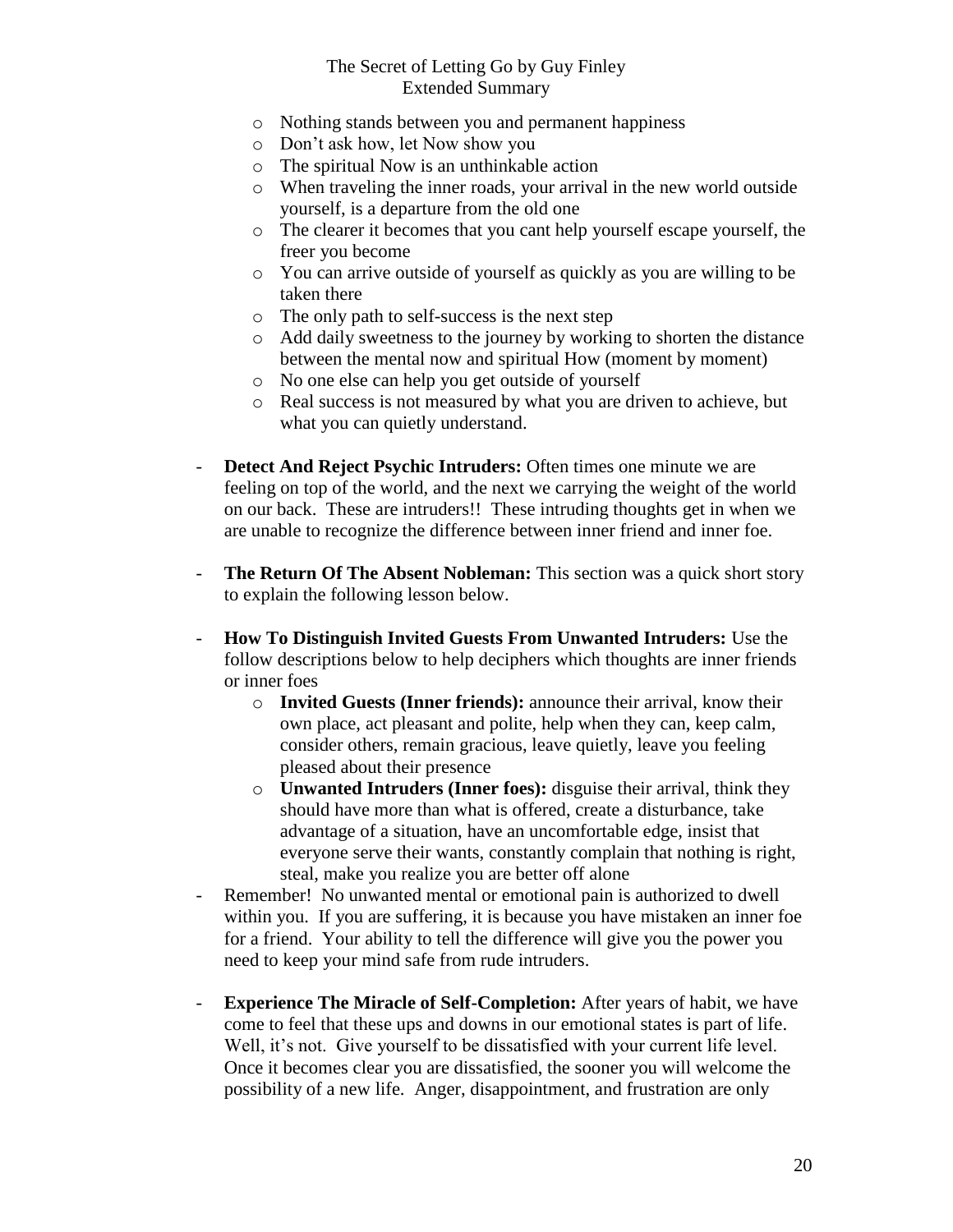- Nothing stands between you and permanent happiness
- Don't ask how, let Now show you
- The spiritual Now is an unthinkable action
- When traveling the inner roads, your arrival in the new world outside yourself, is a departure from the old one
- The clearer it becomes that you cant help yourself escape yourself, the freer you become
- You can arrive outside of yourself as quickly as you are willing to be taken there
- The only path to self-success is the next step
- Add daily sweetness to the journey by working to shorten the distance between the mental now and spiritual How (moment by moment)
- No one else can help you get outside of yourself
- Real success is not measured by what you are driven to achieve, but what you can quietly understand.

- **Detect And Reject Psychic Intruders:** Often times one minute we are feeling on top of the world, and the next we carrying the weight of the world on our back. These are intruders!! These intruding thoughts get in when we are unable to recognize the difference between inner friend and inner foe.

- **The Return Of The Absent Nobleman:** This section was a quick short story to explain the following lesson below.

- **How To Distinguish Invited Guests From Unwanted Intruders:** Use the follow descriptions below to help deciphers which thoughts are inner friends or inner foes
  - **Invited Guests (Inner friends):** announce their arrival, know their own place, act pleasant and polite, help when they can, keep calm, consider others, remain gracious, leave quietly, leave you feeling pleased about their presence
  - **Unwanted Intruders (Inner foes):** disguise their arrival, think they should have more than what is offered, create a disturbance, take advantage of a situation, have an uncomfortable edge, insist that everyone serve their wants, constantly complain that nothing is right, steal, make you realize you are better off alone
- Remember! No unwanted mental or emotional pain is authorized to dwell within you. If you are suffering, it is because you have mistaken an inner foe for a friend. Your ability to tell the difference will give you the power you need to keep your mind safe from rude intruders.

- **Experience The Miracle of Self-Completion:** After years of habit, we have come to feel that these ups and downs in our emotional states is part of life. Well, it's not. Give yourself to be dissatisfied with your current life level. Once it becomes clear you are dissatisfied, the sooner you will welcome the possibility of a new life. Anger, disappointment, and frustration are only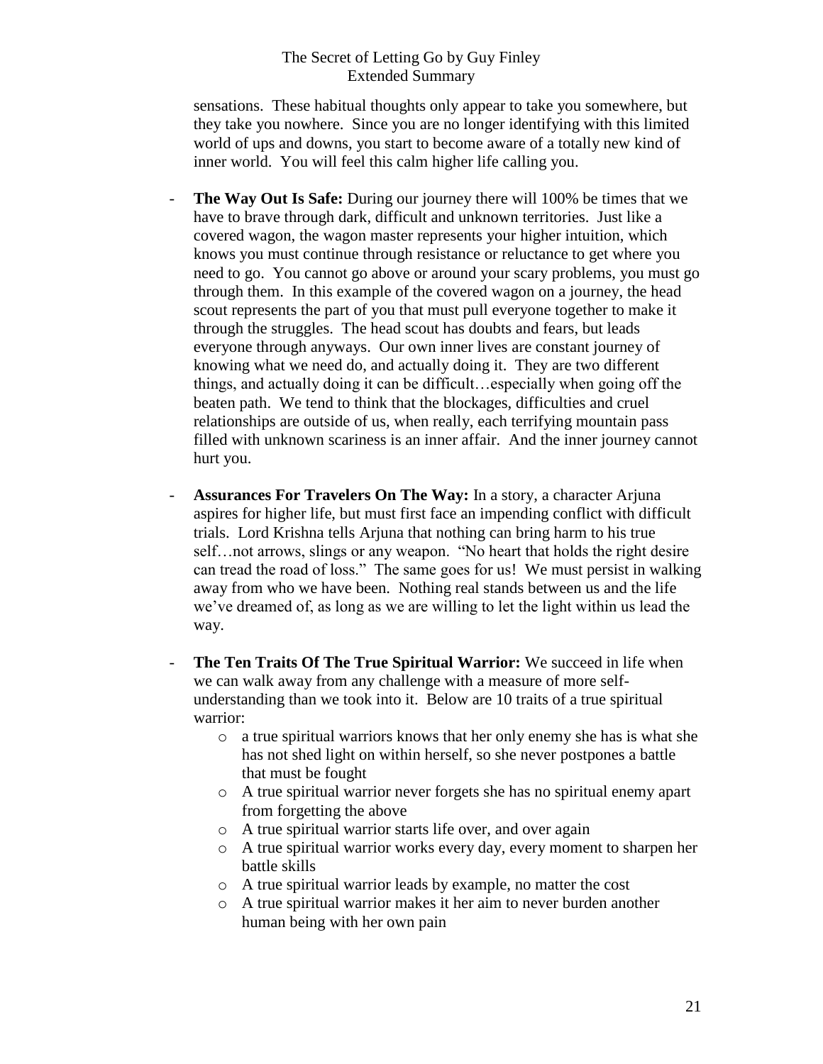sensations. These habitual thoughts only appear to take you somewhere, but they take you nowhere. Since you are no longer identifying with this limited world of ups and downs, you start to become aware of a totally new kind of inner world. You will feel this calm higher life calling you.

- **The Way Out Is Safe:** During our journey there will 100% be times that we have to brave through dark, difficult and unknown territories. Just like a covered wagon, the wagon master represents your higher intuition, which knows you must continue through resistance or reluctance to get where you need to go. You cannot go above or around your scary problems, you must go through them. In this example of the covered wagon on a journey, the head scout represents the part of you that must pull everyone together to make it through the struggles. The head scout has doubts and fears, but leads everyone through anyways. Our own inner lives are constant journey of knowing what we need do, and actually doing it. They are two different things, and actually doing it can be difficult…especially when going off the beaten path. We tend to think that the blockages, difficulties and cruel relationships are outside of us, when really, each terrifying mountain pass filled with unknown scariness is an inner affair. And the inner journey cannot hurt you.

- **Assurances For Travelers On The Way:** In a story, a character Arjuna aspires for higher life, but must first face an impending conflict with difficult trials. Lord Krishna tells Arjuna that nothing can bring harm to his true self…not arrows, slings or any weapon. "No heart that holds the right desire can tread the road of loss." The same goes for us! We must persist in walking away from who we have been. Nothing real stands between us and the life we've dreamed of, as long as we are willing to let the light within us lead the way.

- **The Ten Traits Of The True Spiritual Warrior:** We succeed in life when we can walk away from any challenge with a measure of more self-understanding than we took into it. Below are 10 traits of a true spiritual warrior:
  - a true spiritual warriors knows that her only enemy she has is what she has not shed light on within herself, so she never postpones a battle that must be fought
  - A true spiritual warrior never forgets she has no spiritual enemy apart from forgetting the above
  - A true spiritual warrior starts life over, and over again
  - A true spiritual warrior works every day, every moment to sharpen her battle skills
  - A true spiritual warrior leads by example, no matter the cost
  - A true spiritual warrior makes it her aim to never burden another human being with her own pain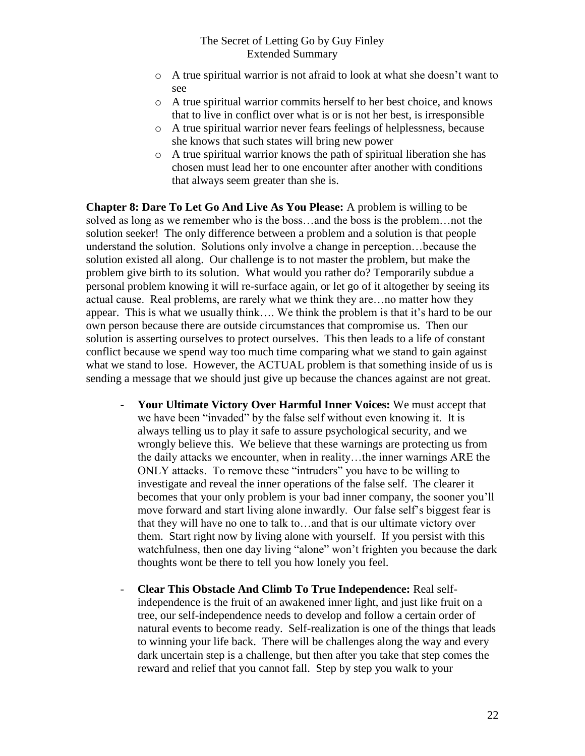- A true spiritual warrior is not afraid to look at what she doesn't want to see
- A true spiritual warrior commits herself to her best choice, and knows that to live in conflict over what is or is not her best, is irresponsible
- A true spiritual warrior never fears feelings of helplessness, because she knows that such states will bring new power
- A true spiritual warrior knows the path of spiritual liberation she has chosen must lead her to one encounter after another with conditions that always seem greater than she is.

**Chapter 8: Dare To Let Go And Live As You Please:** A problem is willing to be solved as long as we remember who is the boss…and the boss is the problem…not the solution seeker! The only difference between a problem and a solution is that people understand the solution. Solutions only involve a change in perception…because the solution existed all along. Our challenge is to not master the problem, but make the problem give birth to its solution. What would you rather do? Temporarily subdue a personal problem knowing it will re-surface again, or let go of it altogether by seeing its actual cause. Real problems, are rarely what we think they are…no matter how they appear. This is what we usually think…. We think the problem is that it's hard to be our own person because there are outside circumstances that compromise us. Then our solution is asserting ourselves to protect ourselves. This then leads to a life of constant conflict because we spend way too much time comparing what we stand to gain against what we stand to lose. However, the ACTUAL problem is that something inside of us is sending a message that we should just give up because the chances against are not great.

- **Your Ultimate Victory Over Harmful Inner Voices:** We must accept that we have been "invaded" by the false self without even knowing it. It is always telling us to play it safe to assure psychological security, and we wrongly believe this. We believe that these warnings are protecting us from the daily attacks we encounter, when in reality…the inner warnings ARE the ONLY attacks. To remove these "intruders" you have to be willing to investigate and reveal the inner operations of the false self. The clearer it becomes that your only problem is your bad inner company, the sooner you'll move forward and start living alone inwardly. Our false self's biggest fear is that they will have no one to talk to…and that is our ultimate victory over them. Start right now by living alone with yourself. If you persist with this watchfulness, then one day living "alone" won't frighten you because the dark thoughts wont be there to tell you how lonely you feel.

- **Clear This Obstacle And Climb To True Independence:** Real self-independence is the fruit of an awakened inner light, and just like fruit on a tree, our self-independence needs to develop and follow a certain order of natural events to become ready. Self-realization is one of the things that leads to winning your life back. There will be challenges along the way and every dark uncertain step is a challenge, but then after you take that step comes the reward and relief that you cannot fall. Step by step you walk to your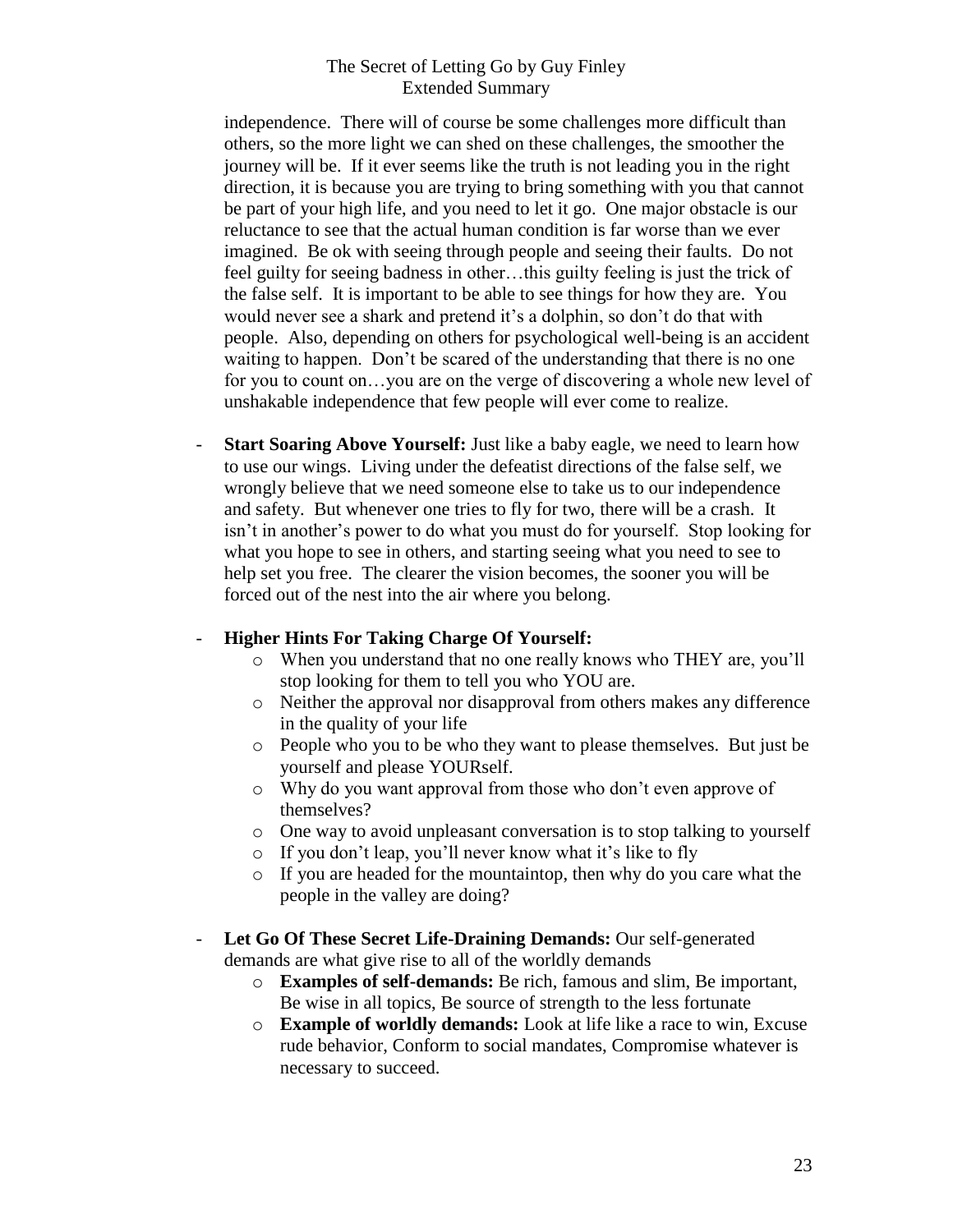independence. There will of course be some challenges more difficult than others, so the more light we can shed on these challenges, the smoother the journey will be. If it ever seems like the truth is not leading you in the right direction, it is because you are trying to bring something with you that cannot be part of your high life, and you need to let it go. One major obstacle is our reluctance to see that the actual human condition is far worse than we ever imagined. Be ok with seeing through people and seeing their faults. Do not feel guilty for seeing badness in other…this guilty feeling is just the trick of the false self. It is important to be able to see things for how they are. You would never see a shark and pretend it's a dolphin, so don't do that with people. Also, depending on others for psychological well-being is an accident waiting to happen. Don't be scared of the understanding that there is no one for you to count on…you are on the verge of discovering a whole new level of unshakable independence that few people will ever come to realize.

- **Start Soaring Above Yourself:** Just like a baby eagle, we need to learn how to use our wings. Living under the defeatist directions of the false self, we wrongly believe that we need someone else to take us to our independence and safety. But whenever one tries to fly for two, there will be a crash. It isn't in another's power to do what you must do for yourself. Stop looking for what you hope to see in others, and starting seeing what you need to see to help set you free. The clearer the vision becomes, the sooner you will be forced out of the nest into the air where you belong.

- **Higher Hints For Taking Charge Of Yourself:**
  - When you understand that no one really knows who THEY are, you'll stop looking for them to tell you who YOU are.
  - Neither the approval nor disapproval from others makes any difference in the quality of your life
  - People who you to be who they want to please themselves. But just be yourself and please YOURself.
  - Why do you want approval from those who don't even approve of themselves?
  - One way to avoid unpleasant conversation is to stop talking to yourself
  - If you don't leap, you'll never know what it's like to fly
  - If you are headed for the mountaintop, then why do you care what the people in the valley are doing?

- **Let Go Of These Secret Life-Draining Demands:** Our self-generated demands are what give rise to all of the worldly demands
  - **Examples of self-demands:** Be rich, famous and slim, Be important, Be wise in all topics, Be source of strength to the less fortunate
  - **Example of worldly demands:** Look at life like a race to win, Excuse rude behavior, Conform to social mandates, Compromise whatever is necessary to succeed.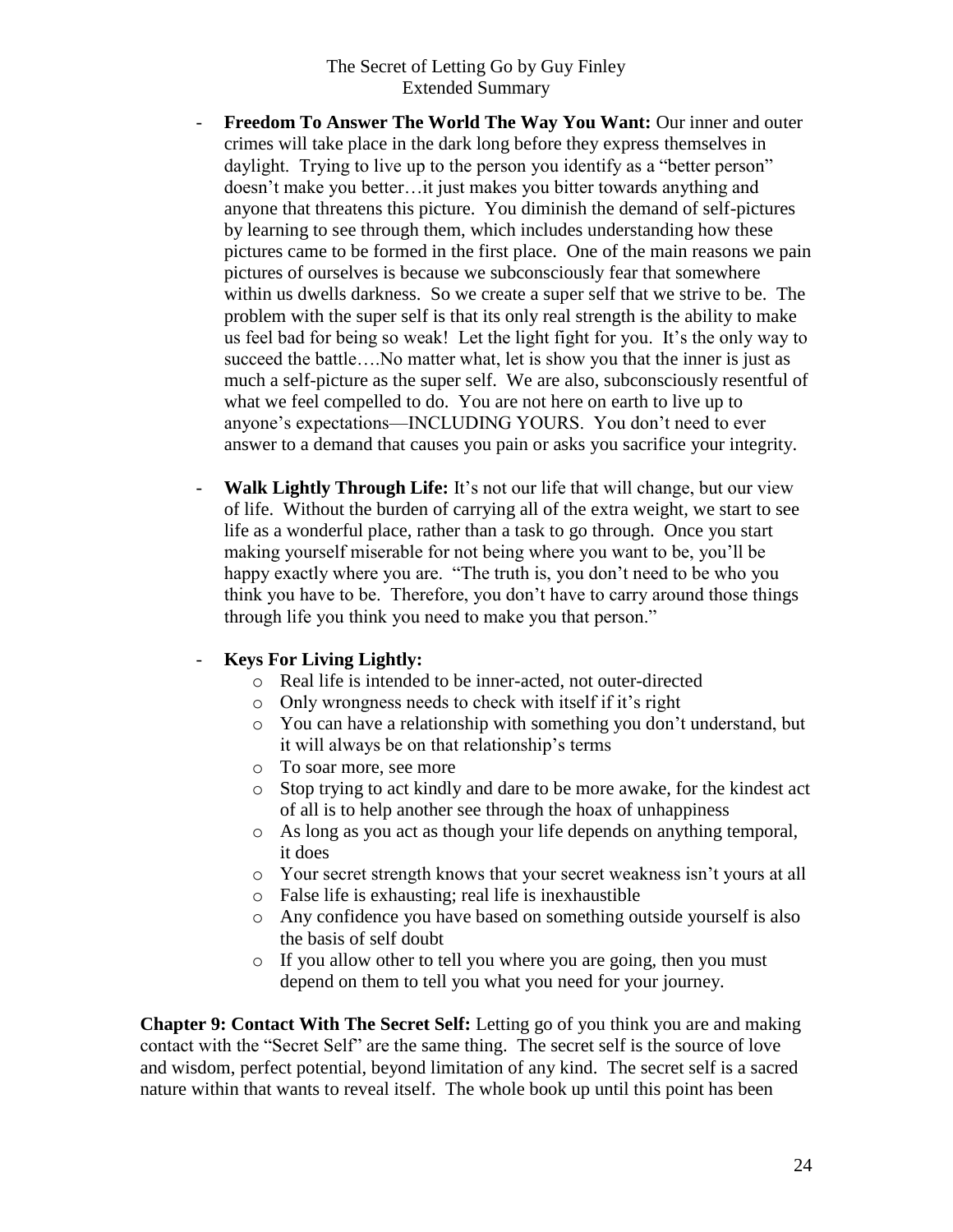- **Freedom To Answer The World The Way You Want:** Our inner and outer crimes will take place in the dark long before they express themselves in daylight. Trying to live up to the person you identify as a "better person" doesn't make you better…it just makes you bitter towards anything and anyone that threatens this picture. You diminish the demand of self-pictures by learning to see through them, which includes understanding how these pictures came to be formed in the first place. One of the main reasons we pain pictures of ourselves is because we subconsciously fear that somewhere within us dwells darkness. So we create a super self that we strive to be. The problem with the super self is that its only real strength is the ability to make us feel bad for being so weak! Let the light fight for you. It's the only way to succeed the battle….No matter what, let is show you that the inner is just as much a self-picture as the super self. We are also, subconsciously resentful of what we feel compelled to do. You are not here on earth to live up to anyone's expectations—INCLUDING YOURS. You don't need to ever answer to a demand that causes you pain or asks you sacrifice your integrity.

- **Walk Lightly Through Life:** It's not our life that will change, but our view of life. Without the burden of carrying all of the extra weight, we start to see life as a wonderful place, rather than a task to go through. Once you start making yourself miserable for not being where you want to be, you'll be happy exactly where you are. "The truth is, you don't need to be who you think you have to be. Therefore, you don't have to carry around those things through life you think you need to make you that person."

- **Keys For Living Lightly:**
  - Real life is intended to be inner-acted, not outer-directed
  - Only wrongness needs to check with itself if it's right
  - You can have a relationship with something you don't understand, but it will always be on that relationship's terms
  - To soar more, see more
  - Stop trying to act kindly and dare to be more awake, for the kindest act of all is to help another see through the hoax of unhappiness
  - As long as you act as though your life depends on anything temporal, it does
  - Your secret strength knows that your secret weakness isn't yours at all
  - False life is exhausting; real life is inexhaustible
  - Any confidence you have based on something outside yourself is also the basis of self doubt
  - If you allow other to tell you where you are going, then you must depend on them to tell you what you need for your journey.

**Chapter 9: Contact With The Secret Self:** Letting go of you think you are and making contact with the "Secret Self" are the same thing. The secret self is the source of love and wisdom, perfect potential, beyond limitation of any kind. The secret self is a sacred nature within that wants to reveal itself. The whole book up until this point has been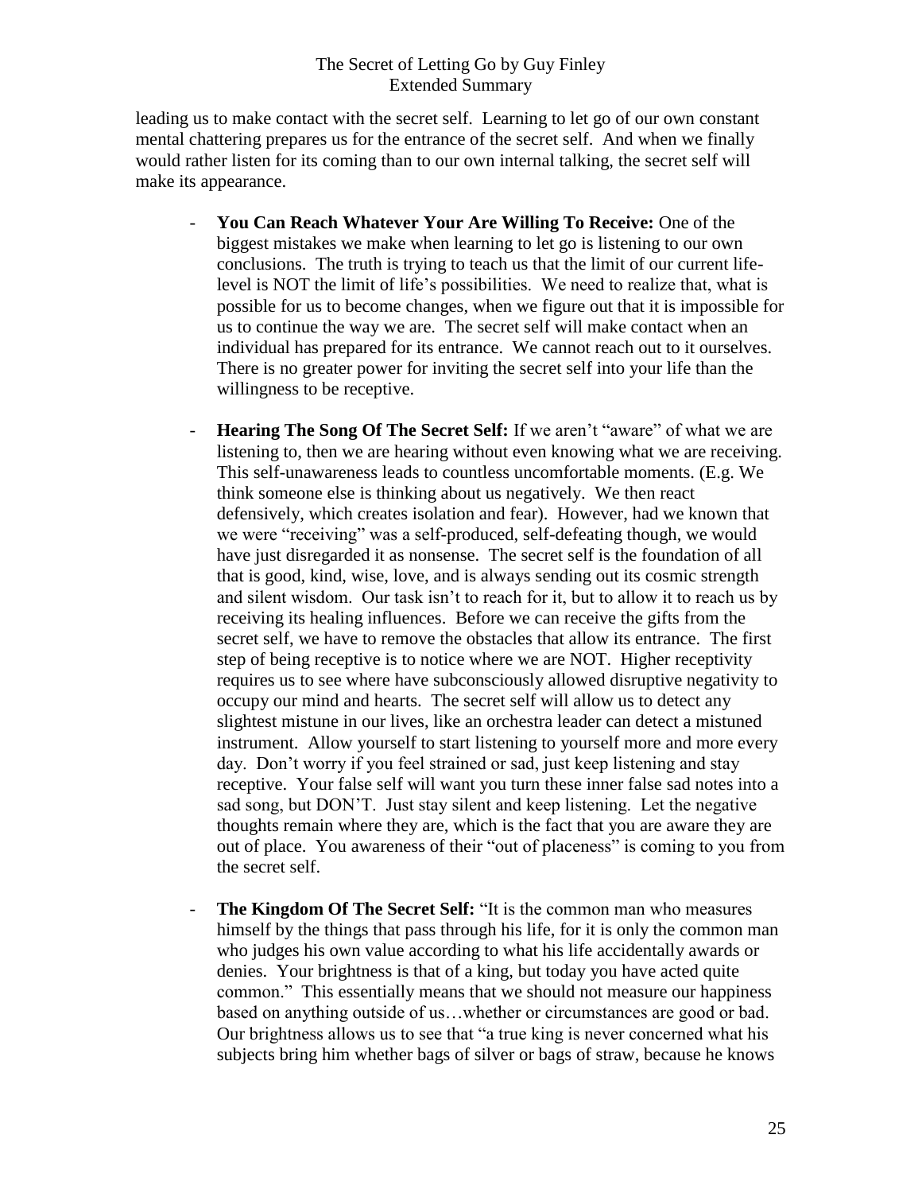leading us to make contact with the secret self. Learning to let go of our own constant mental chattering prepares us for the entrance of the secret self. And when we finally would rather listen for its coming than to our own internal talking, the secret self will make its appearance.

- **You Can Reach Whatever Your Are Willing To Receive:** One of the biggest mistakes we make when learning to let go is listening to our own conclusions. The truth is trying to teach us that the limit of our current life-level is NOT the limit of life's possibilities. We need to realize that, what is possible for us to become changes, when we figure out that it is impossible for us to continue the way we are. The secret self will make contact when an individual has prepared for its entrance. We cannot reach out to it ourselves. There is no greater power for inviting the secret self into your life than the willingness to be receptive.

- **Hearing The Song Of The Secret Self:** If we aren't "aware" of what we are listening to, then we are hearing without even knowing what we are receiving. This self-unawareness leads to countless uncomfortable moments. (E.g. We think someone else is thinking about us negatively. We then react defensively, which creates isolation and fear). However, had we known that we were "receiving" was a self-produced, self-defeating though, we would have just disregarded it as nonsense. The secret self is the foundation of all that is good, kind, wise, love, and is always sending out its cosmic strength and silent wisdom. Our task isn't to reach for it, but to allow it to reach us by receiving its healing influences. Before we can receive the gifts from the secret self, we have to remove the obstacles that allow its entrance. The first step of being receptive is to notice where we are NOT. Higher receptivity requires us to see where have subconsciously allowed disruptive negativity to occupy our mind and hearts. The secret self will allow us to detect any slightest mistune in our lives, like an orchestra leader can detect a mistuned instrument. Allow yourself to start listening to yourself more and more every day. Don't worry if you feel strained or sad, just keep listening and stay receptive. Your false self will want you turn these inner false sad notes into a sad song, but DON'T. Just stay silent and keep listening. Let the negative thoughts remain where they are, which is the fact that you are aware they are out of place. You awareness of their "out of placeness" is coming to you from the secret self.

- **The Kingdom Of The Secret Self:** "It is the common man who measures himself by the things that pass through his life, for it is only the common man who judges his own value according to what his life accidentally awards or denies. Your brightness is that of a king, but today you have acted quite common." This essentially means that we should not measure our happiness based on anything outside of us…whether or circumstances are good or bad. Our brightness allows us to see that "a true king is never concerned what his subjects bring him whether bags of silver or bags of straw, because he knows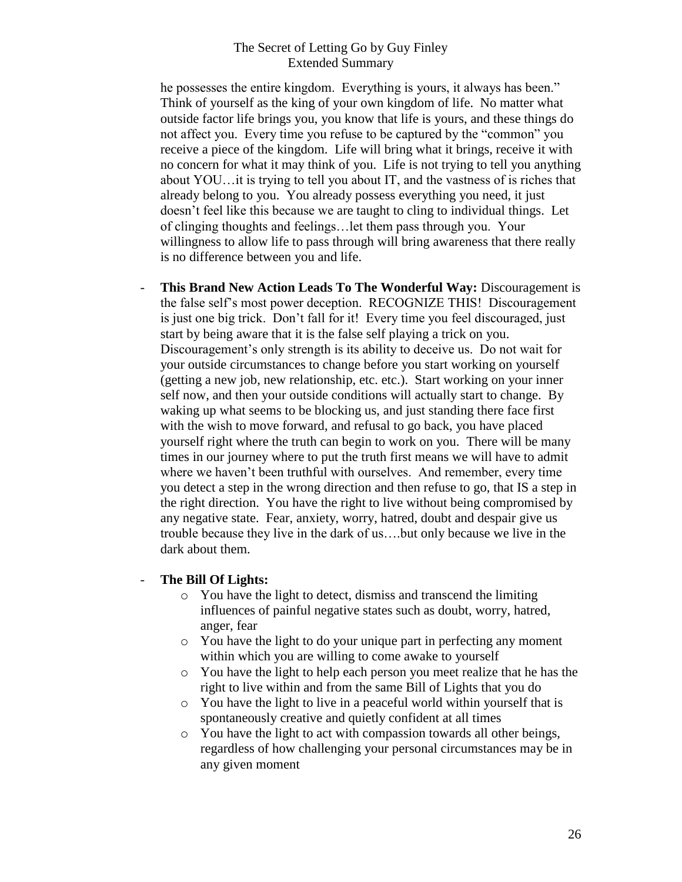he possesses the entire kingdom. Everything is yours, it always has been." Think of yourself as the king of your own kingdom of life. No matter what outside factor life brings you, you know that life is yours, and these things do not affect you. Every time you refuse to be captured by the "common" you receive a piece of the kingdom. Life will bring what it brings, receive it with no concern for what it may think of you. Life is not trying to tell you anything about YOU…it is trying to tell you about IT, and the vastness of is riches that already belong to you. You already possess everything you need, it just doesn't feel like this because we are taught to cling to individual things. Let of clinging thoughts and feelings…let them pass through you. Your willingness to allow life to pass through will bring awareness that there really is no difference between you and life.

- **This Brand New Action Leads To The Wonderful Way:** Discouragement is the false self's most power deception. RECOGNIZE THIS! Discouragement is just one big trick. Don't fall for it! Every time you feel discouraged, just start by being aware that it is the false self playing a trick on you. Discouragement's only strength is its ability to deceive us. Do not wait for your outside circumstances to change before you start working on yourself (getting a new job, new relationship, etc. etc.). Start working on your inner self now, and then your outside conditions will actually start to change. By waking up what seems to be blocking us, and just standing there face first with the wish to move forward, and refusal to go back, you have placed yourself right where the truth can begin to work on you. There will be many times in our journey where to put the truth first means we will have to admit where we haven't been truthful with ourselves. And remember, every time you detect a step in the wrong direction and then refuse to go, that IS a step in the right direction. You have the right to live without being compromised by any negative state. Fear, anxiety, worry, hatred, doubt and despair give us trouble because they live in the dark of us….but only because we live in the dark about them.

- **The Bill Of Lights:**
  - You have the light to detect, dismiss and transcend the limiting influences of painful negative states such as doubt, worry, hatred, anger, fear
  - You have the light to do your unique part in perfecting any moment within which you are willing to come awake to yourself
  - You have the light to help each person you meet realize that he has the right to live within and from the same Bill of Lights that you do
  - You have the light to live in a peaceful world within yourself that is spontaneously creative and quietly confident at all times
  - You have the light to act with compassion towards all other beings, regardless of how challenging your personal circumstances may be in any given moment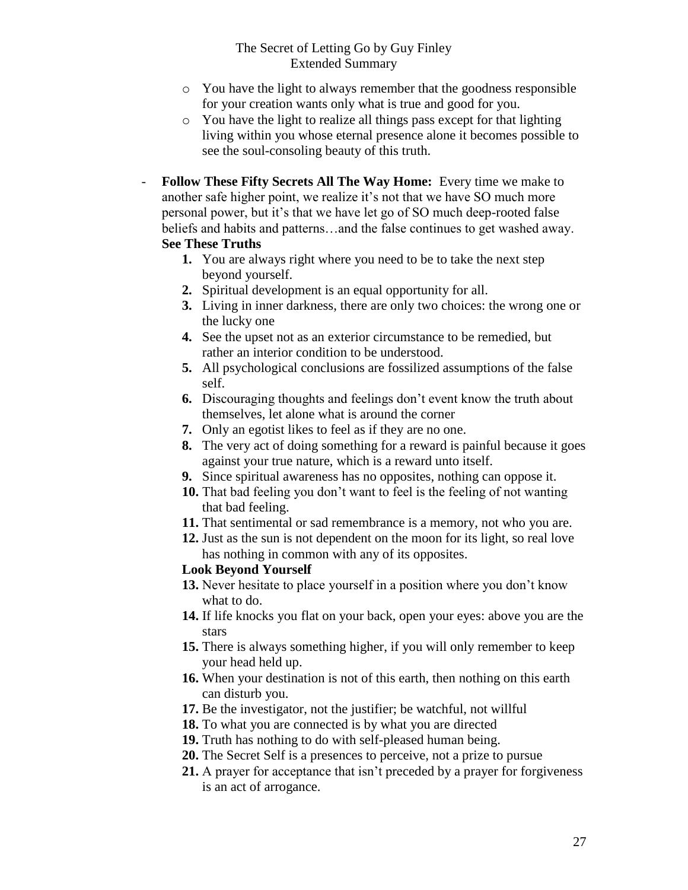- You have the light to always remember that the goodness responsible for your creation wants only what is true and good for you.
- You have the light to realize all things pass except for that lighting living within you whose eternal presence alone it becomes possible to see the soul-consoling beauty of this truth.

- **Follow These Fifty Secrets All The Way Home:** Every time we make to another safe higher point, we realize it's not that we have SO much more personal power, but it's that we have let go of SO much deep-rooted false beliefs and habits and patterns…and the false continues to get washed away.

  **See These Truths**

  1. You are always right where you need to be to take the next step beyond yourself.
  2. Spiritual development is an equal opportunity for all.
  3. Living in inner darkness, there are only two choices: the wrong one or the lucky one
  4. See the upset not as an exterior circumstance to be remedied, but rather an interior condition to be understood.
  5. All psychological conclusions are fossilized assumptions of the false self.
  6. Discouraging thoughts and feelings don't event know the truth about themselves, let alone what is around the corner
  7. Only an egotist likes to feel as if they are no one.
  8. The very act of doing something for a reward is painful because it goes against your true nature, which is a reward unto itself.
  9. Since spiritual awareness has no opposites, nothing can oppose it.
  10. That bad feeling you don't want to feel is the feeling of not wanting that bad feeling.
  11. That sentimental or sad remembrance is a memory, not who you are.
  12. Just as the sun is not dependent on the moon for its light, so real love has nothing in common with any of its opposites.

  **Look Beyond Yourself**

  13. Never hesitate to place yourself in a position where you don't know what to do.
  14. If life knocks you flat on your back, open your eyes: above you are the stars
  15. There is always something higher, if you will only remember to keep your head held up.
  16. When your destination is not of this earth, then nothing on this earth can disturb you.
  17. Be the investigator, not the justifier; be watchful, not willful
  18. To what you are connected is by what you are directed
  19. Truth has nothing to do with self-pleased human being.
  20. The Secret Self is a presences to perceive, not a prize to pursue
  21. A prayer for acceptance that isn't preceded by a prayer for forgiveness is an act of arrogance.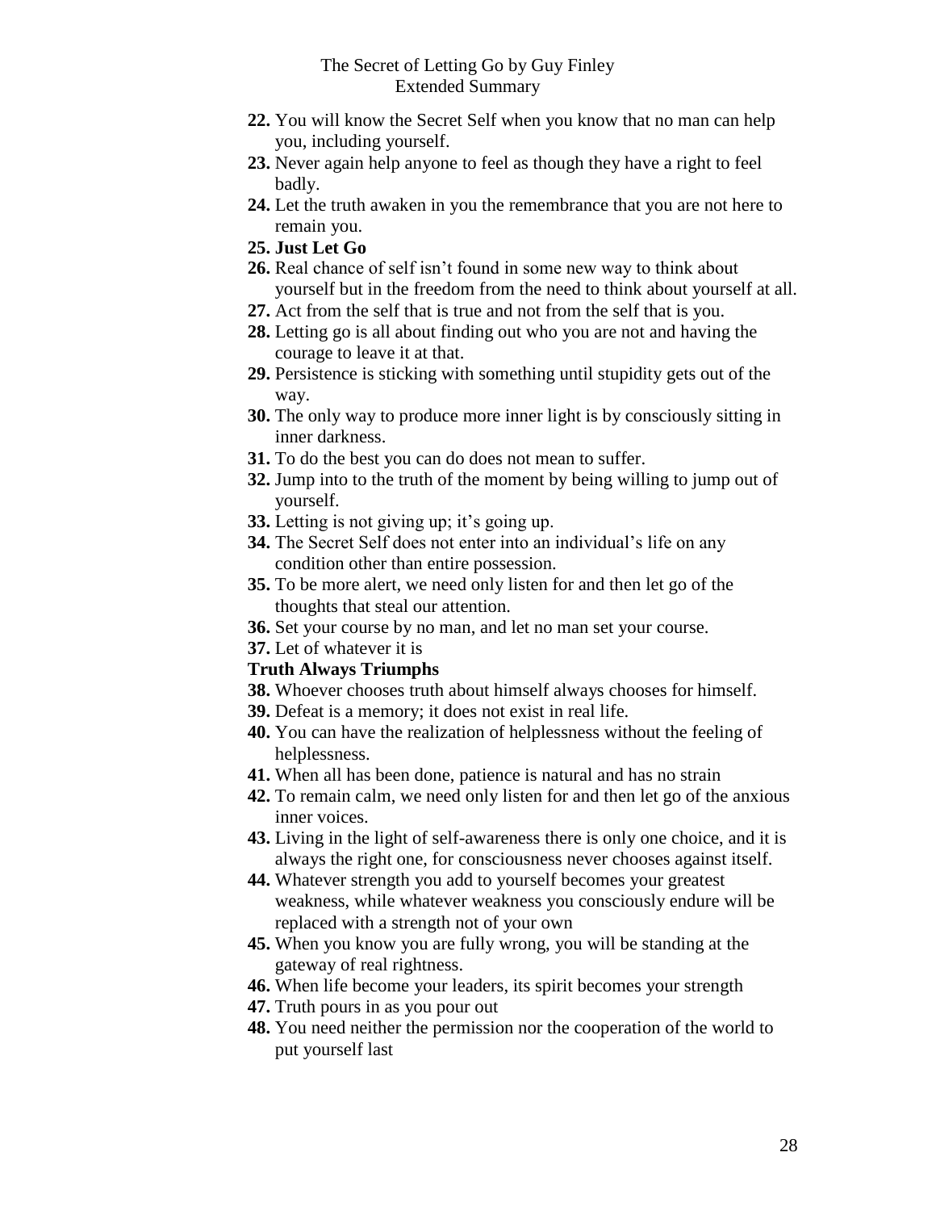22. You will know the Secret Self when you know that no man can help you, including yourself.
23. Never again help anyone to feel as though they have a right to feel badly.
24. Let the truth awaken in you the remembrance that you are not here to remain you.
25. **Just Let Go**
26. Real chance of self isn't found in some new way to think about yourself but in the freedom from the need to think about yourself at all.
27. Act from the self that is true and not from the self that is you.
28. Letting go is all about finding out who you are not and having the courage to leave it at that.
29. Persistence is sticking with something until stupidity gets out of the way.
30. The only way to produce more inner light is by consciously sitting in inner darkness.
31. To do the best you can do does not mean to suffer.
32. Jump into to the truth of the moment by being willing to jump out of yourself.
33. Letting is not giving up; it's going up.
34. The Secret Self does not enter into an individual's life on any condition other than entire possession.
35. To be more alert, we need only listen for and then let go of the thoughts that steal our attention.
36. Set your course by no man, and let no man set your course.
37. Let of whatever it is

**Truth Always Triumphs**

38. Whoever chooses truth about himself always chooses for himself.
39. Defeat is a memory; it does not exist in real life.
40. You can have the realization of helplessness without the feeling of helplessness.
41. When all has been done, patience is natural and has no strain
42. To remain calm, we need only listen for and then let go of the anxious inner voices.
43. Living in the light of self-awareness there is only one choice, and it is always the right one, for consciousness never chooses against itself.
44. Whatever strength you add to yourself becomes your greatest weakness, while whatever weakness you consciously endure will be replaced with a strength not of your own
45. When you know you are fully wrong, you will be standing at the gateway of real rightness.
46. When life become your leaders, its spirit becomes your strength
47. Truth pours in as you pour out
48. You need neither the permission nor the cooperation of the world to put yourself last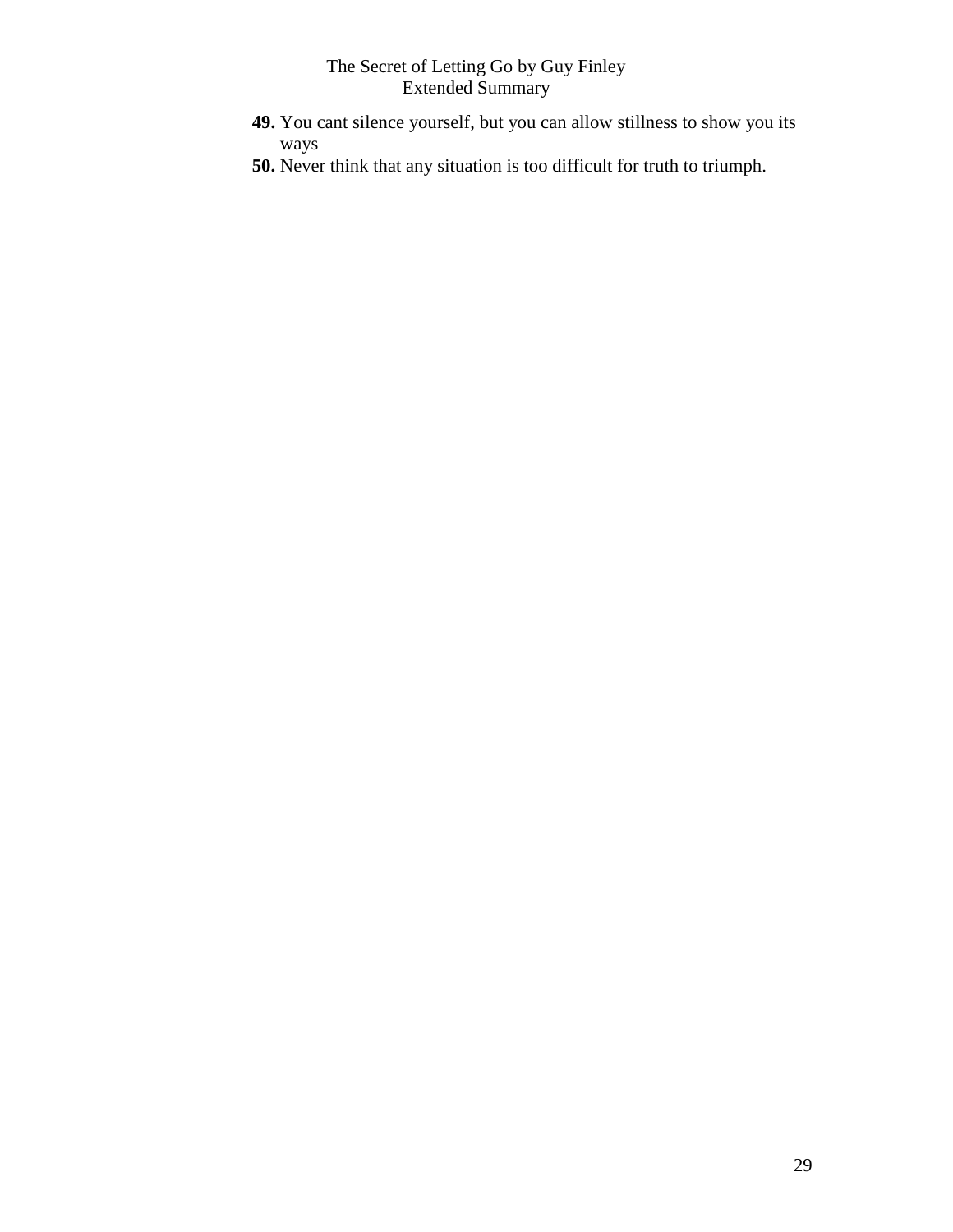**49.** You cant silence yourself, but you can allow stillness to show you its ways

**50.** Never think that any situation is too difficult for truth to triumph.